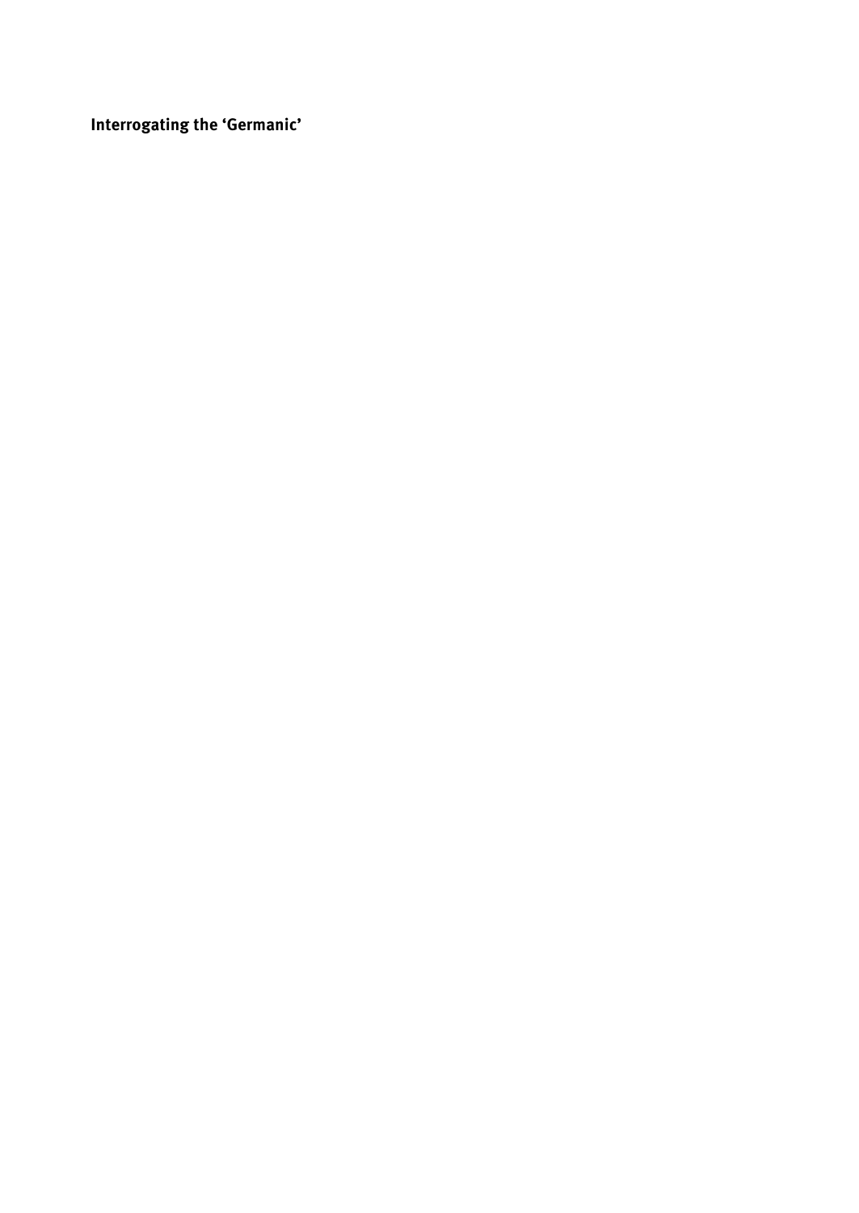**Interrogating the 'Germanic'**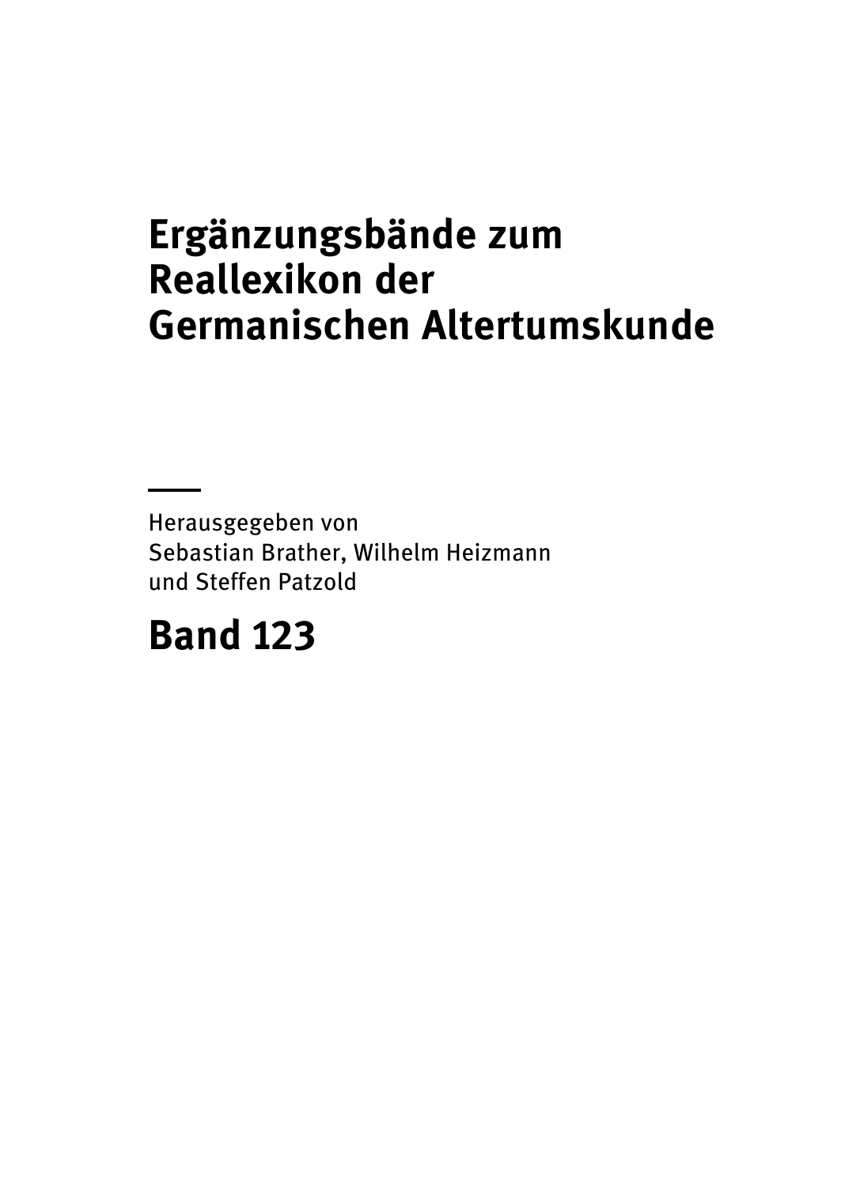# Ergänzungsbände zum Reallexikon der Germanischen Altertumskunde

Herausgegeben von
Sebastian Brather, Wilhelm Heizmann
und Steffen Patzold

## Band 123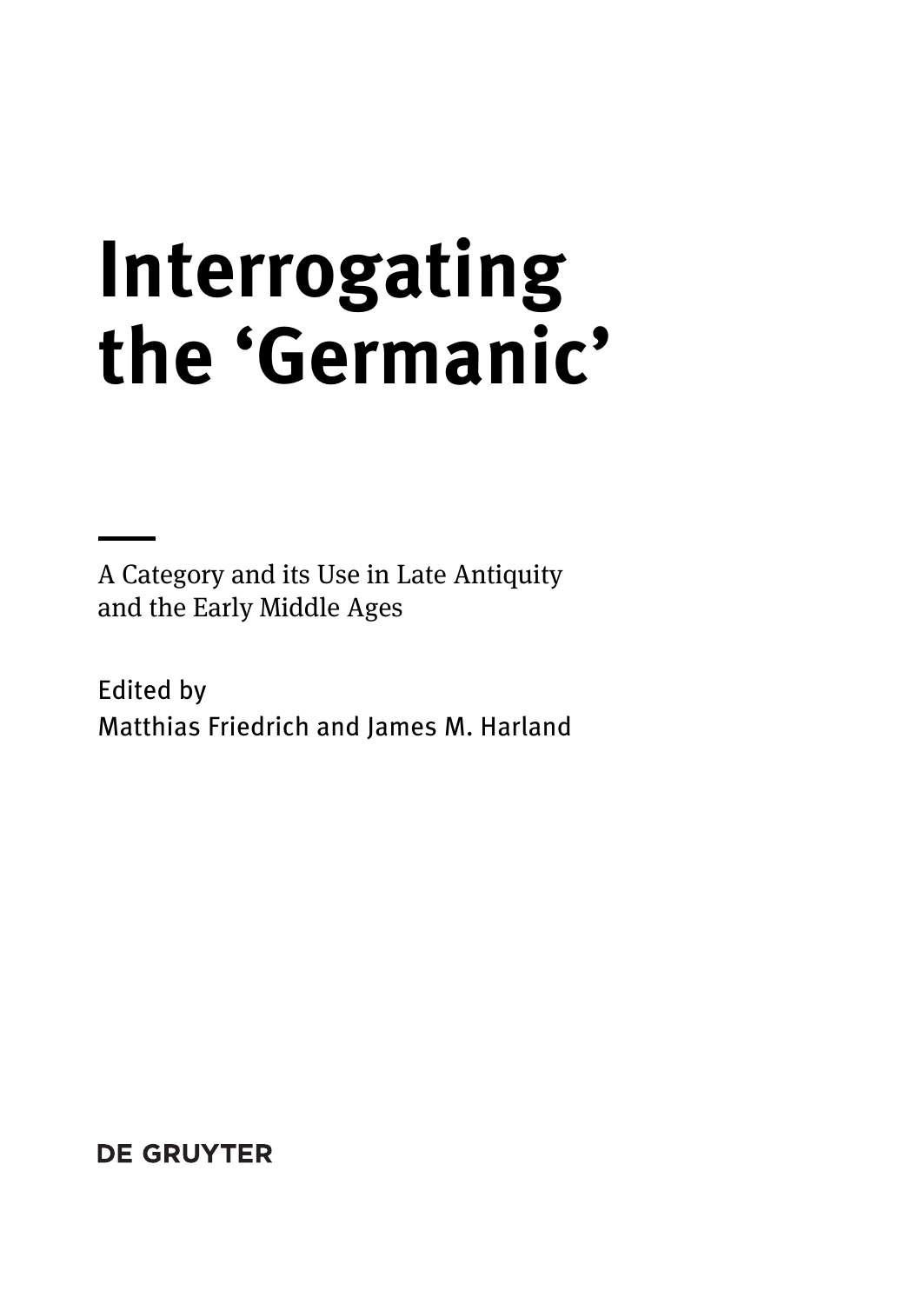# Interrogating the 'Germanic'

A Category and its Use in Late Antiquity and the Early Middle Ages

Edited by
Matthias Friedrich and James M. Harland

DE GRUYTER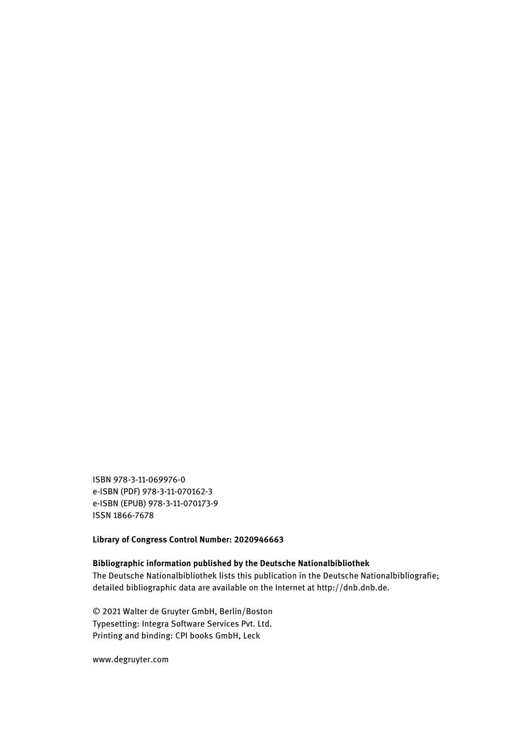ISBN 978-3-11-069976-0
e-ISBN (PDF) 978-3-11-070162-3
e-ISBN (EPUB) 978-3-11-070173-9
ISSN 1866-7678

**Library of Congress Control Number: 2020946663**

**Bibliographic information published by the Deutsche Nationalbibliothek**
The Deutsche Nationalbibliothek lists this publication in the Deutsche Nationalbibliografie; detailed bibliographic data are available on the Internet at http://dnb.dnb.de.

© 2021 Walter de Gruyter GmbH, Berlin/Boston
Typesetting: Integra Software Services Pvt. Ltd.
Printing and binding: CPI books GmbH, Leck

www.degruyter.com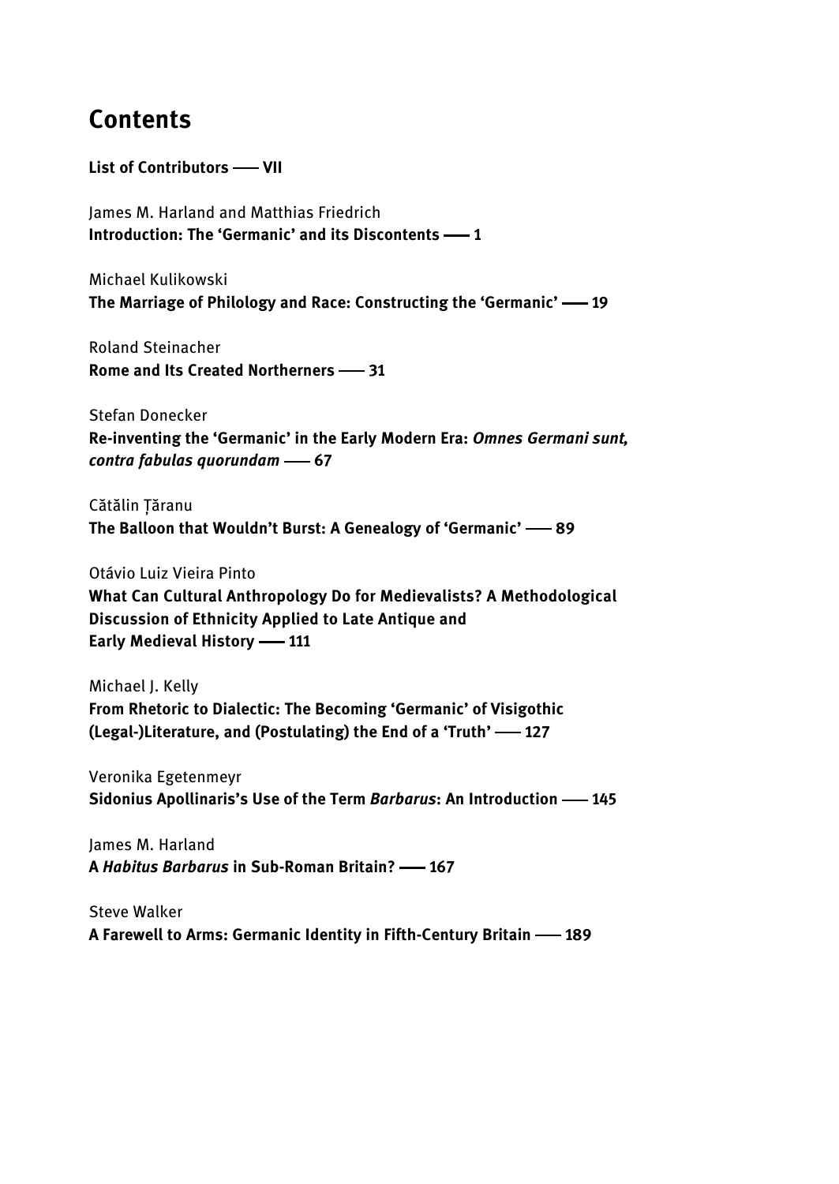# Contents

**List of Contributors —— VII**

James M. Harland and Matthias Friedrich
**Introduction: The 'Germanic' and its Discontents —— 1**

Michael Kulikowski
**The Marriage of Philology and Race: Constructing the 'Germanic' —— 19**

Roland Steinacher
**Rome and Its Created Northerners —— 31**

Stefan Donecker
**Re-inventing the 'Germanic' in the Early Modern Era: *Omnes Germani sunt, contra fabulas quorundam* —— 67**

Cătălin Țăranu
**The Balloon that Wouldn't Burst: A Genealogy of 'Germanic' —— 89**

Otávio Luiz Vieira Pinto
**What Can Cultural Anthropology Do for Medievalists? A Methodological Discussion of Ethnicity Applied to Late Antique and Early Medieval History —— 111**

Michael J. Kelly
**From Rhetoric to Dialectic: The Becoming 'Germanic' of Visigothic (Legal-)Literature, and (Postulating) the End of a 'Truth' —— 127**

Veronika Egetenmeyr
**Sidonius Apollinaris's Use of the Term *Barbarus*: An Introduction —— 145**

James M. Harland
**A *Habitus Barbarus* in Sub-Roman Britain? —— 167**

Steve Walker
**A Farewell to Arms: Germanic Identity in Fifth-Century Britain —— 189**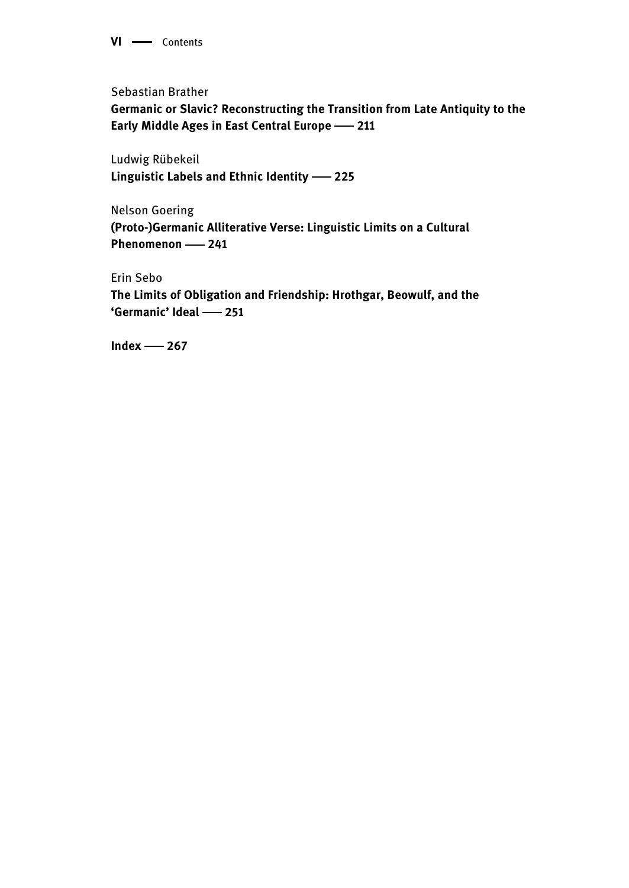Sebastian Brather
**Germanic or Slavic? Reconstructing the Transition from Late Antiquity to the Early Middle Ages in East Central Europe —— 211**

Ludwig Rübekeil
**Linguistic Labels and Ethnic Identity —— 225**

Nelson Goering
**(Proto-)Germanic Alliterative Verse: Linguistic Limits on a Cultural Phenomenon —— 241**

Erin Sebo
**The Limits of Obligation and Friendship: Hrothgar, Beowulf, and the 'Germanic' Ideal —— 251**

**Index —— 267**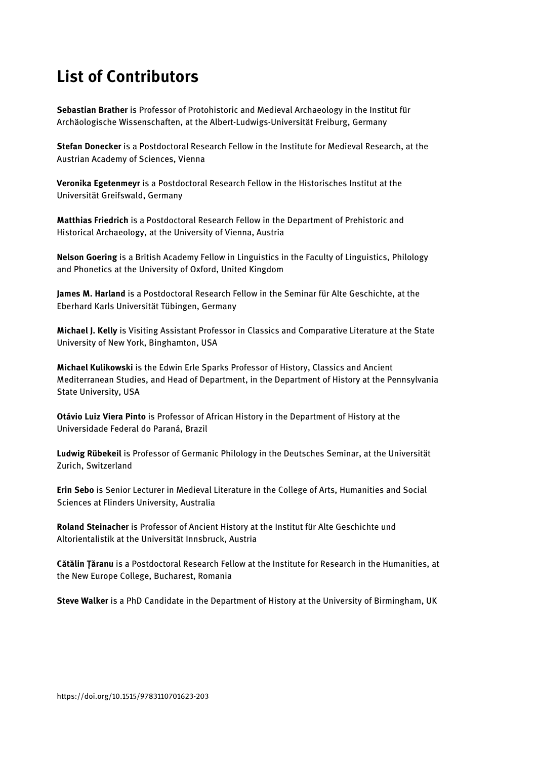# List of Contributors

**Sebastian Brather** is Professor of Protohistoric and Medieval Archaeology in the Institut für Archäologische Wissenschaften, at the Albert-Ludwigs-Universität Freiburg, Germany

**Stefan Donecker** is a Postdoctoral Research Fellow in the Institute for Medieval Research, at the Austrian Academy of Sciences, Vienna

**Veronika Egetenmeyr** is a Postdoctoral Research Fellow in the Historisches Institut at the Universität Greifswald, Germany

**Matthias Friedrich** is a Postdoctoral Research Fellow in the Department of Prehistoric and Historical Archaeology, at the University of Vienna, Austria

**Nelson Goering** is a British Academy Fellow in Linguistics in the Faculty of Linguistics, Philology and Phonetics at the University of Oxford, United Kingdom

**James M. Harland** is a Postdoctoral Research Fellow in the Seminar für Alte Geschichte, at the Eberhard Karls Universität Tübingen, Germany

**Michael J. Kelly** is Visiting Assistant Professor in Classics and Comparative Literature at the State University of New York, Binghamton, USA

**Michael Kulikowski** is the Edwin Erle Sparks Professor of History, Classics and Ancient Mediterranean Studies, and Head of Department, in the Department of History at the Pennsylvania State University, USA

**Otávio Luiz Viera Pinto** is Professor of African History in the Department of History at the Universidade Federal do Paraná, Brazil

**Ludwig Rübekeil** is Professor of Germanic Philology in the Deutsches Seminar, at the Universität Zurich, Switzerland

**Erin Sebo** is Senior Lecturer in Medieval Literature in the College of Arts, Humanities and Social Sciences at Flinders University, Australia

**Roland Steinacher** is Professor of Ancient History at the Institut für Alte Geschichte und Altorientalistik at the Universität Innsbruck, Austria

**Cătălin Țăranu** is a Postdoctoral Research Fellow at the Institute for Research in the Humanities, at the New Europe College, Bucharest, Romania

**Steve Walker** is a PhD Candidate in the Department of History at the University of Birmingham, UK

https://doi.org/10.1515/9783110701623-203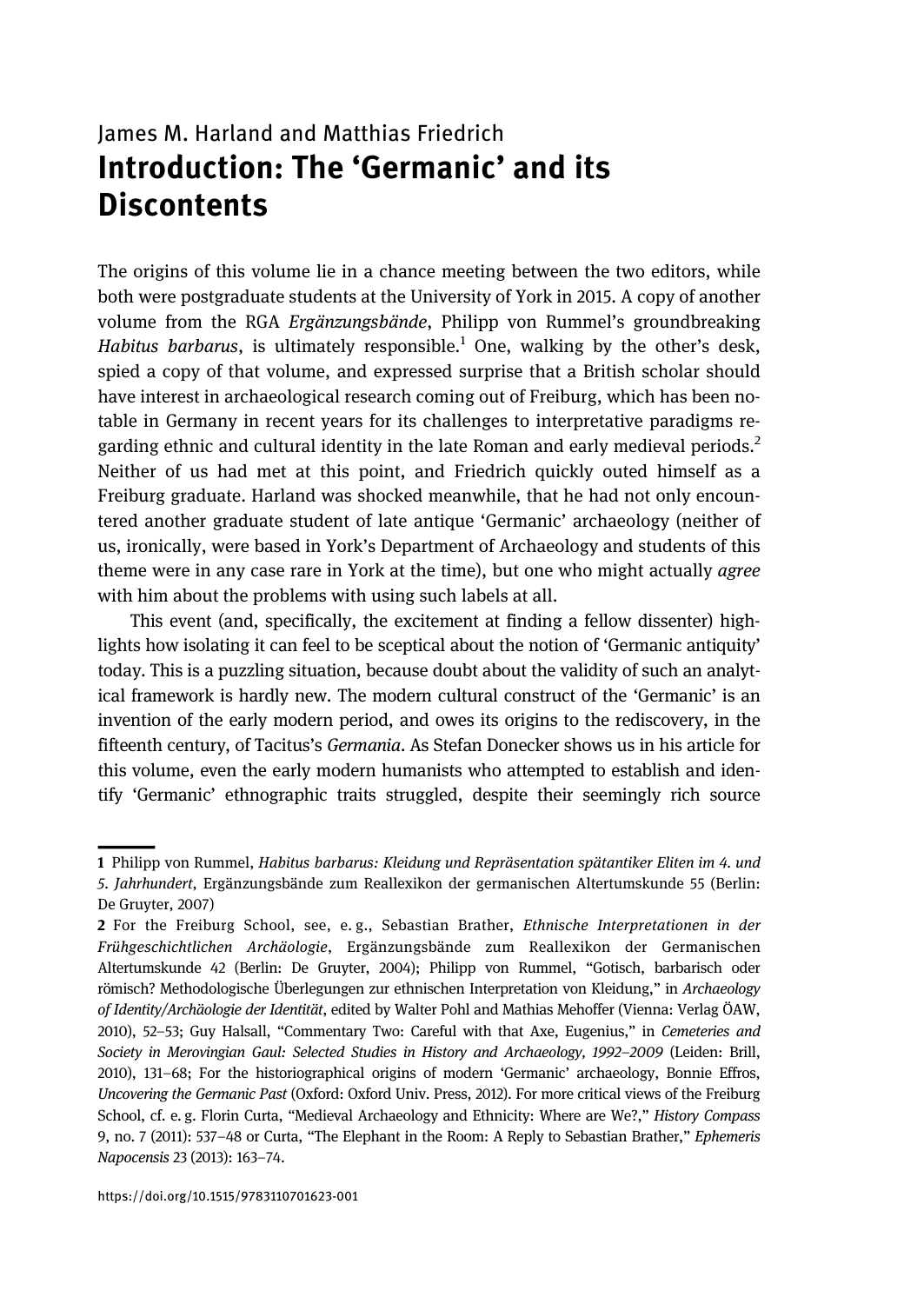James M. Harland and Matthias Friedrich

# Introduction: The 'Germanic' and its Discontents

The origins of this volume lie in a chance meeting between the two editors, while both were postgraduate students at the University of York in 2015. A copy of another volume from the RGA *Ergänzungsbände*, Philipp von Rummel's groundbreaking *Habitus barbarus*, is ultimately responsible.[1] One, walking by the other's desk, spied a copy of that volume, and expressed surprise that a British scholar should have interest in archaeological research coming out of Freiburg, which has been notable in Germany in recent years for its challenges to interpretative paradigms regarding ethnic and cultural identity in the late Roman and early medieval periods.[2] Neither of us had met at this point, and Friedrich quickly outed himself as a Freiburg graduate. Harland was shocked meanwhile, that he had not only encountered another graduate student of late antique 'Germanic' archaeology (neither of us, ironically, were based in York's Department of Archaeology and students of this theme were in any case rare in York at the time), but one who might actually *agree* with him about the problems with using such labels at all.

This event (and, specifically, the excitement at finding a fellow dissenter) highlights how isolating it can feel to be sceptical about the notion of 'Germanic antiquity' today. This is a puzzling situation, because doubt about the validity of such an analytical framework is hardly new. The modern cultural construct of the 'Germanic' is an invention of the early modern period, and owes its origins to the rediscovery, in the fifteenth century, of Tacitus's *Germania*. As Stefan Donecker shows us in his article for this volume, even the early modern humanists who attempted to establish and identify 'Germanic' ethnographic traits struggled, despite their seemingly rich source

---

1 Philipp von Rummel, *Habitus barbarus: Kleidung und Repräsentation spätantiker Eliten im 4. und 5. Jahrhundert*, Ergänzungsbände zum Reallexikon der germanischen Altertumskunde 55 (Berlin: De Gruyter, 2007)

2 For the Freiburg School, see, e. g., Sebastian Brather, *Ethnische Interpretationen in der Frühgeschichtlichen Archäologie*, Ergänzungsbände zum Reallexikon der Germanischen Altertumskunde 42 (Berlin: De Gruyter, 2004); Philipp von Rummel, "Gotisch, barbarisch oder römisch? Methodologische Überlegungen zur ethnischen Interpretation von Kleidung," in *Archaeology of Identity/Archäologie der Identität*, edited by Walter Pohl and Mathias Mehoffer (Vienna: Verlag ÖAW, 2010), 52–53; Guy Halsall, "Commentary Two: Careful with that Axe, Eugenius," in *Cemeteries and Society in Merovingian Gaul: Selected Studies in History and Archaeology, 1992–2009* (Leiden: Brill, 2010), 131–68; For the historiographical origins of modern 'Germanic' archaeology, Bonnie Effros, *Uncovering the Germanic Past* (Oxford: Oxford Univ. Press, 2012). For more critical views of the Freiburg School, cf. e. g. Florin Curta, "Medieval Archaeology and Ethnicity: Where are We?," *History Compass* 9, no. 7 (2011): 537–48 or Curta, "The Elephant in the Room: A Reply to Sebastian Brather," *Ephemeris Napocensis* 23 (2013): 163–74.

https://doi.org/10.1515/9783110701623-001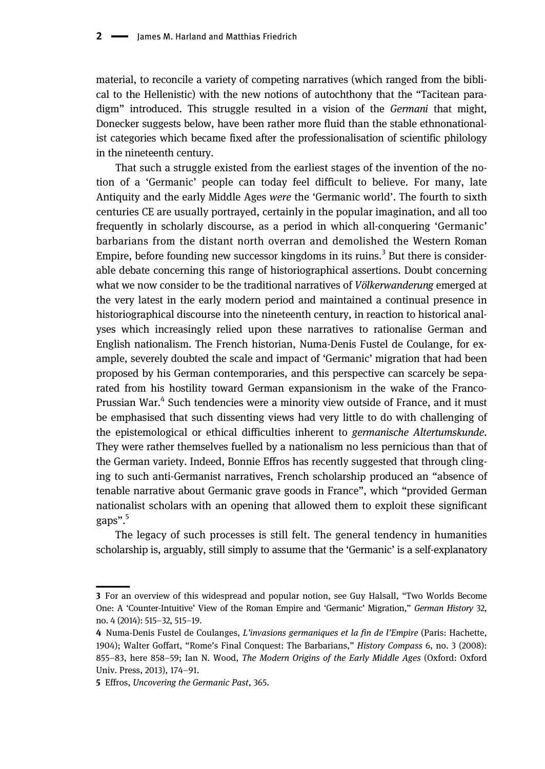material, to reconcile a variety of competing narratives (which ranged from the biblical to the Hellenistic) with the new notions of autochthony that the "Tacitean paradigm" introduced. This struggle resulted in a vision of the *Germani* that might, Donecker suggests below, have been rather more fluid than the stable ethnonationalist categories which became fixed after the professionalisation of scientific philology in the nineteenth century.

That such a struggle existed from the earliest stages of the invention of the notion of a 'Germanic' people can today feel difficult to believe. For many, late Antiquity and the early Middle Ages *were* the 'Germanic world'. The fourth to sixth centuries CE are usually portrayed, certainly in the popular imagination, and all too frequently in scholarly discourse, as a period in which all-conquering 'Germanic' barbarians from the distant north overran and demolished the Western Roman Empire, before founding new successor kingdoms in its ruins.[3] But there is considerable debate concerning this range of historiographical assertions. Doubt concerning what we now consider to be the traditional narratives of *Völkerwanderung* emerged at the very latest in the early modern period and maintained a continual presence in historiographical discourse into the nineteenth century, in reaction to historical analyses which increasingly relied upon these narratives to rationalise German and English nationalism. The French historian, Numa-Denis Fustel de Coulange, for example, severely doubted the scale and impact of 'Germanic' migration that had been proposed by his German contemporaries, and this perspective can scarcely be separated from his hostility toward German expansionism in the wake of the Franco-Prussian War.[4] Such tendencies were a minority view outside of France, and it must be emphasised that such dissenting views had very little to do with challenging of the epistemological or ethical difficulties inherent to *germanische Altertumskunde*. They were rather themselves fuelled by a nationalism no less pernicious than that of the German variety. Indeed, Bonnie Effros has recently suggested that through clinging to such anti-Germanist narratives, French scholarship produced an "absence of tenable narrative about Germanic grave goods in France", which "provided German nationalist scholars with an opening that allowed them to exploit these significant gaps".[5]

The legacy of such processes is still felt. The general tendency in humanities scholarship is, arguably, still simply to assume that the 'Germanic' is a self-explanatory

---

3 For an overview of this widespread and popular notion, see Guy Halsall, "Two Worlds Become One: A 'Counter-Intuitive' View of the Roman Empire and 'Germanic' Migration," *German History* 32, no. 4 (2014): 515–32, 515–19.

4 Numa-Denis Fustel de Coulanges, *L'invasions germaniques et la fin de l'Empire* (Paris: Hachette, 1904); Walter Goffart, "Rome's Final Conquest: The Barbarians," *History Compass* 6, no. 3 (2008): 855–83, here 858–59; Ian N. Wood, *The Modern Origins of the Early Middle Ages* (Oxford: Oxford Univ. Press, 2013), 174–91.

5 Effros, *Uncovering the Germanic Past*, 365.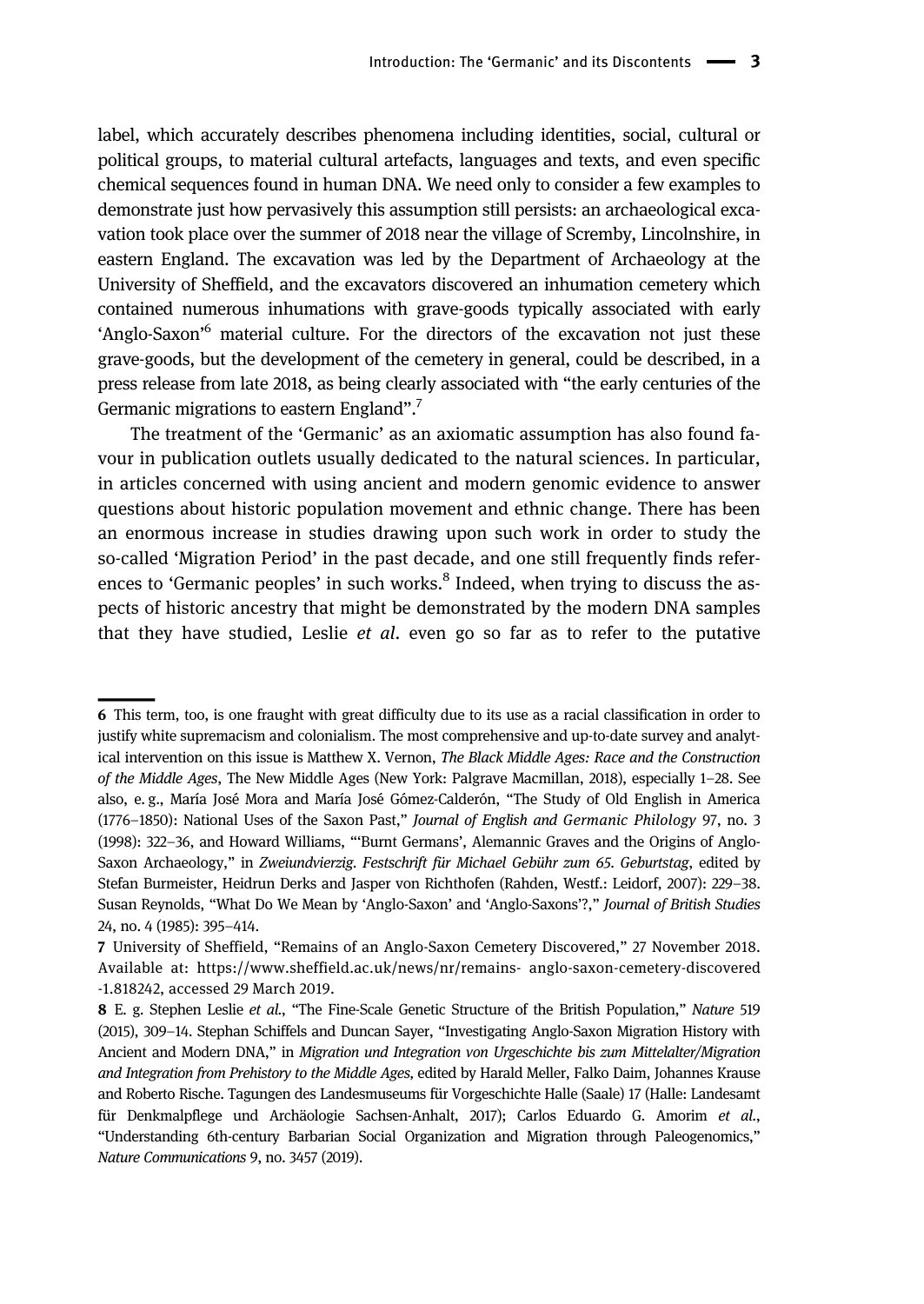label, which accurately describes phenomena including identities, social, cultural or political groups, to material cultural artefacts, languages and texts, and even specific chemical sequences found in human DNA. We need only to consider a few examples to demonstrate just how pervasively this assumption still persists: an archaeological excavation took place over the summer of 2018 near the village of Scremby, Lincolnshire, in eastern England. The excavation was led by the Department of Archaeology at the University of Sheffield, and the excavators discovered an inhumation cemetery which contained numerous inhumations with grave-goods typically associated with early 'Anglo-Saxon'[6] material culture. For the directors of the excavation not just these grave-goods, but the development of the cemetery in general, could be described, in a press release from late 2018, as being clearly associated with "the early centuries of the Germanic migrations to eastern England".[7]

The treatment of the 'Germanic' as an axiomatic assumption has also found favour in publication outlets usually dedicated to the natural sciences. In particular, in articles concerned with using ancient and modern genomic evidence to answer questions about historic population movement and ethnic change. There has been an enormous increase in studies drawing upon such work in order to study the so-called 'Migration Period' in the past decade, and one still frequently finds references to 'Germanic peoples' in such works.[8] Indeed, when trying to discuss the aspects of historic ancestry that might be demonstrated by the modern DNA samples that they have studied, Leslie *et al*. even go so far as to refer to the putative

---

6 This term, too, is one fraught with great difficulty due to its use as a racial classification in order to justify white supremacism and colonialism. The most comprehensive and up-to-date survey and analytical intervention on this issue is Matthew X. Vernon, *The Black Middle Ages: Race and the Construction of the Middle Ages*, The New Middle Ages (New York: Palgrave Macmillan, 2018), especially 1–28. See also, e. g., María José Mora and María José Gómez-Calderón, "The Study of Old English in America (1776–1850): National Uses of the Saxon Past," *Journal of English and Germanic Philology* 97, no. 3 (1998): 322–36, and Howard Williams, "'Burnt Germans', Alemannic Graves and the Origins of Anglo-Saxon Archaeology," in *Zweiundvierzig. Festschrift für Michael Gebühr zum 65. Geburtstag*, edited by Stefan Burmeister, Heidrun Derks and Jasper von Richthofen (Rahden, Westf.: Leidorf, 2007): 229–38. Susan Reynolds, "What Do We Mean by 'Anglo-Saxon' and 'Anglo-Saxons'?," *Journal of British Studies* 24, no. 4 (1985): 395–414.

7 University of Sheffield, "Remains of an Anglo-Saxon Cemetery Discovered," 27 November 2018. Available at: https://www.sheffield.ac.uk/news/nr/remains- anglo-saxon-cemetery-discovered -1.818242, accessed 29 March 2019.

8 E. g. Stephen Leslie *et al*., "The Fine-Scale Genetic Structure of the British Population," *Nature* 519 (2015), 309–14. Stephan Schiffels and Duncan Sayer, "Investigating Anglo-Saxon Migration History with Ancient and Modern DNA," in *Migration und Integration von Urgeschichte bis zum Mittelalter/Migration and Integration from Prehistory to the Middle Ages*, edited by Harald Meller, Falko Daim, Johannes Krause and Roberto Rische. Tagungen des Landesmuseums für Vorgeschichte Halle (Saale) 17 (Halle: Landesamt für Denkmalpflege und Archäologie Sachsen-Anhalt, 2017); Carlos Eduardo G. Amorim *et al*., "Understanding 6th-century Barbarian Social Organization and Migration through Paleogenomics," *Nature Communications* 9, no. 3457 (2019).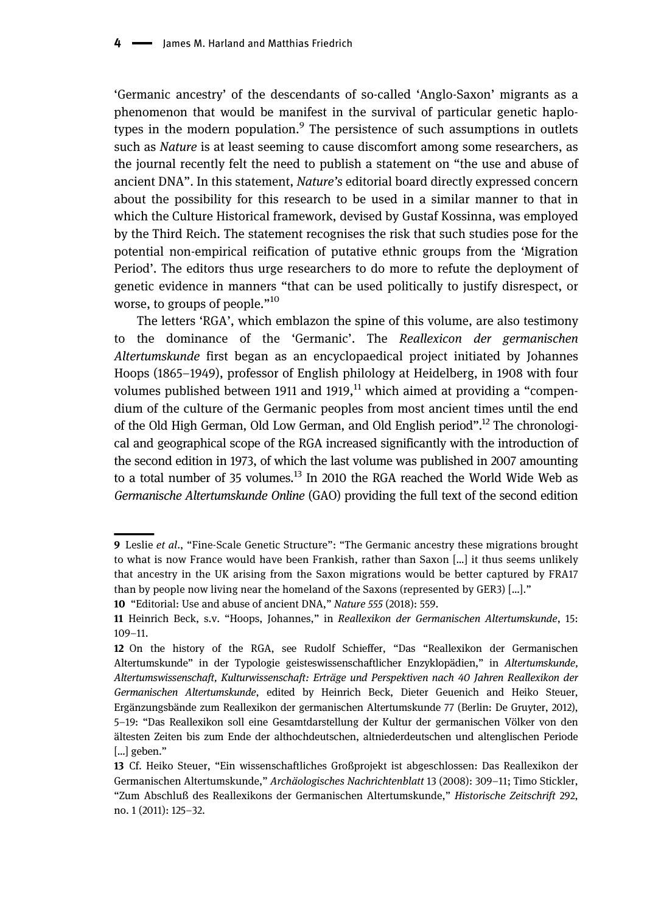'Germanic ancestry' of the descendants of so-called 'Anglo-Saxon' migrants as a phenomenon that would be manifest in the survival of particular genetic haplotypes in the modern population.[9] The persistence of such assumptions in outlets such as *Nature* is at least seeming to cause discomfort among some researchers, as the journal recently felt the need to publish a statement on "the use and abuse of ancient DNA". In this statement, *Nature's* editorial board directly expressed concern about the possibility for this research to be used in a similar manner to that in which the Culture Historical framework, devised by Gustaf Kossinna, was employed by the Third Reich. The statement recognises the risk that such studies pose for the potential non-empirical reification of putative ethnic groups from the 'Migration Period'. The editors thus urge researchers to do more to refute the deployment of genetic evidence in manners "that can be used politically to justify disrespect, or worse, to groups of people."[10]

The letters 'RGA', which emblazon the spine of this volume, are also testimony to the dominance of the 'Germanic'. The *Reallexicon der germanischen Altertumskunde* first began as an encyclopaedical project initiated by Johannes Hoops (1865–1949), professor of English philology at Heidelberg, in 1908 with four volumes published between 1911 and 1919,[11] which aimed at providing a "compendium of the culture of the Germanic peoples from most ancient times until the end of the Old High German, Old Low German, and Old English period".[12] The chronological and geographical scope of the RGA increased significantly with the introduction of the second edition in 1973, of which the last volume was published in 2007 amounting to a total number of 35 volumes.[13] In 2010 the RGA reached the World Wide Web as *Germanische Altertumskunde Online* (GAO) providing the full text of the second edition

---

**9** Leslie *et al.*, "Fine-Scale Genetic Structure": "The Germanic ancestry these migrations brought to what is now France would have been Frankish, rather than Saxon […] it thus seems unlikely that ancestry in the UK arising from the Saxon migrations would be better captured by FRA17 than by people now living near the homeland of the Saxons (represented by GER3) […]."

**10** "Editorial: Use and abuse of ancient DNA," *Nature 555* (2018): 559.

**11** Heinrich Beck, s.v. "Hoops, Johannes," in *Reallexikon der Germanischen Altertumskunde*, 15: 109–11.

**12** On the history of the RGA, see Rudolf Schieffer, "Das "Reallexikon der Germanischen Altertumskunde" in der Typologie geisteswissenschaftlicher Enzyklopädien," in *Altertumskunde, Altertumswissenschaft, Kulturwissenschaft: Erträge und Perspektiven nach 40 Jahren Reallexikon der Germanischen Altertumskunde*, edited by Heinrich Beck, Dieter Geuenich and Heiko Steuer, Ergänzungsbände zum Reallexikon der germanischen Altertumskunde 77 (Berlin: De Gruyter, 2012), 5–19: "Das Reallexikon soll eine Gesamtdarstellung der Kultur der germanischen Völker von den ältesten Zeiten bis zum Ende der althochdeutschen, altniederdeutschen und altenglischen Periode […] geben."

**13** Cf. Heiko Steuer, "Ein wissenschaftliches Großprojekt ist abgeschlossen: Das Reallexikon der Germanischen Altertumskunde," *Archäologisches Nachrichtenblatt* 13 (2008): 309–11; Timo Stickler, "Zum Abschluß des Reallexikons der Germanischen Altertumskunde," *Historische Zeitschrift* 292, no. 1 (2011): 125–32.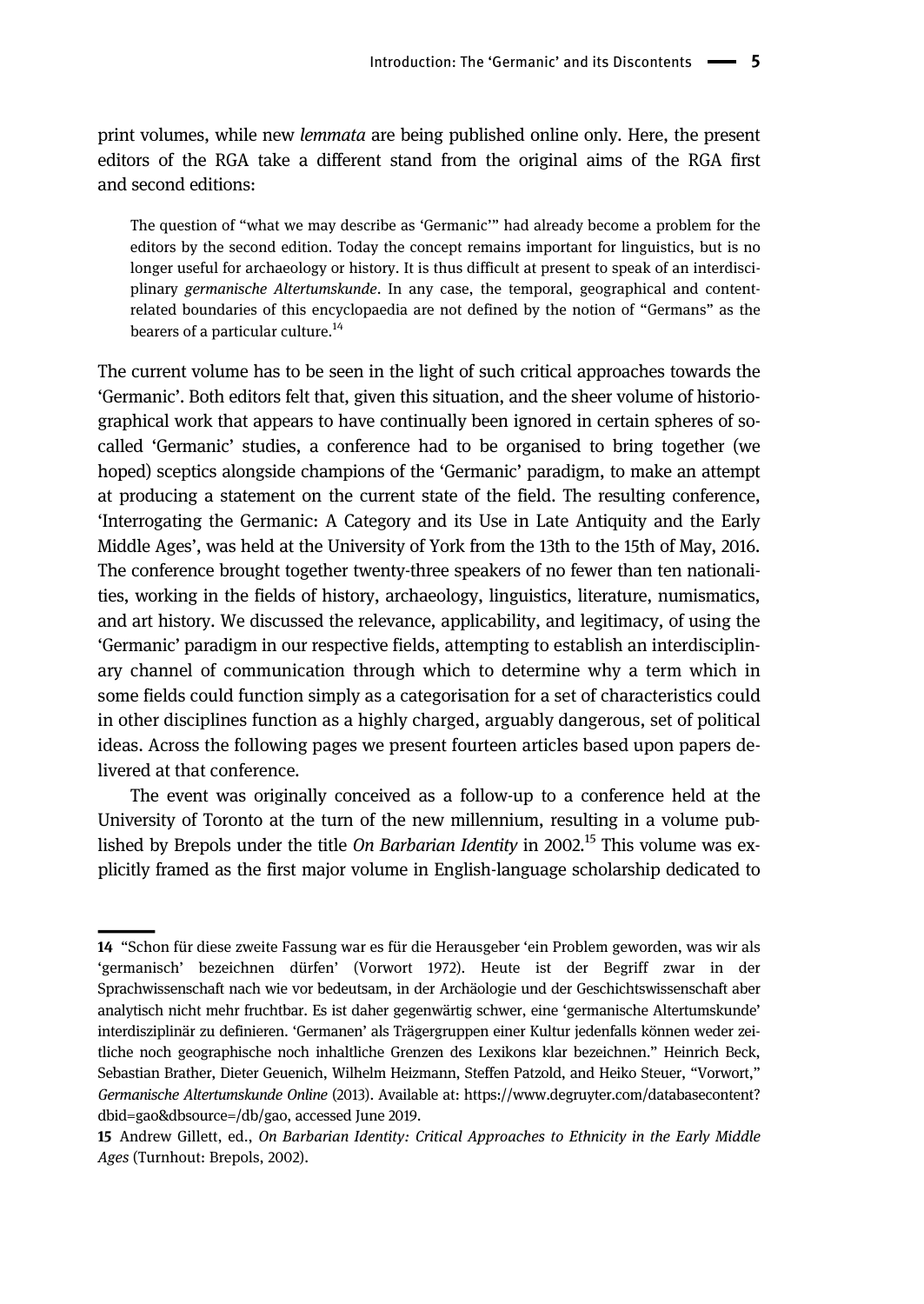print volumes, while new *lemmata* are being published online only. Here, the present editors of the RGA take a different stand from the original aims of the RGA first and second editions:

> The question of "what we may describe as 'Germanic'" had already become a problem for the editors by the second edition. Today the concept remains important for linguistics, but is no longer useful for archaeology or history. It is thus difficult at present to speak of an interdisciplinary *germanische Altertumskunde*. In any case, the temporal, geographical and content-related boundaries of this encyclopaedia are not defined by the notion of "Germans" as the bearers of a particular culture.[14]

The current volume has to be seen in the light of such critical approaches towards the 'Germanic'. Both editors felt that, given this situation, and the sheer volume of historiographical work that appears to have continually been ignored in certain spheres of so-called 'Germanic' studies, a conference had to be organised to bring together (we hoped) sceptics alongside champions of the 'Germanic' paradigm, to make an attempt at producing a statement on the current state of the field. The resulting conference, 'Interrogating the Germanic: A Category and its Use in Late Antiquity and the Early Middle Ages', was held at the University of York from the 13th to the 15th of May, 2016. The conference brought together twenty-three speakers of no fewer than ten nationalities, working in the fields of history, archaeology, linguistics, literature, numismatics, and art history. We discussed the relevance, applicability, and legitimacy, of using the 'Germanic' paradigm in our respective fields, attempting to establish an interdisciplinary channel of communication through which to determine why a term which in some fields could function simply as a categorisation for a set of characteristics could in other disciplines function as a highly charged, arguably dangerous, set of political ideas. Across the following pages we present fourteen articles based upon papers delivered at that conference.

The event was originally conceived as a follow-up to a conference held at the University of Toronto at the turn of the new millennium, resulting in a volume published by Brepols under the title *On Barbarian Identity* in 2002.[15] This volume was explicitly framed as the first major volume in English-language scholarship dedicated to

---

14 "Schon für diese zweite Fassung war es für die Herausgeber 'ein Problem geworden, was wir als 'germanisch' bezeichnen dürfen' (Vorwort 1972). Heute ist der Begriff zwar in der Sprachwissenschaft nach wie vor bedeutsam, in der Archäologie und der Geschichtswissenschaft aber analytisch nicht mehr fruchtbar. Es ist daher gegenwärtig schwer, eine 'germanische Altertumskunde' interdisziplinär zu definieren. 'Germanen' als Trägergruppen einer Kultur jedenfalls können weder zeitliche noch geographische noch inhaltliche Grenzen des Lexikons klar bezeichnen." Heinrich Beck, Sebastian Brather, Dieter Geuenich, Wilhelm Heizmann, Steffen Patzold, and Heiko Steuer, "Vorwort," *Germanische Altertumskunde Online* (2013). Available at: https://www.degruyter.com/databasecontent?dbid=gao&dbsource=/db/gao, accessed June 2019.

15 Andrew Gillett, ed., *On Barbarian Identity: Critical Approaches to Ethnicity in the Early Middle Ages* (Turnhout: Brepols, 2002).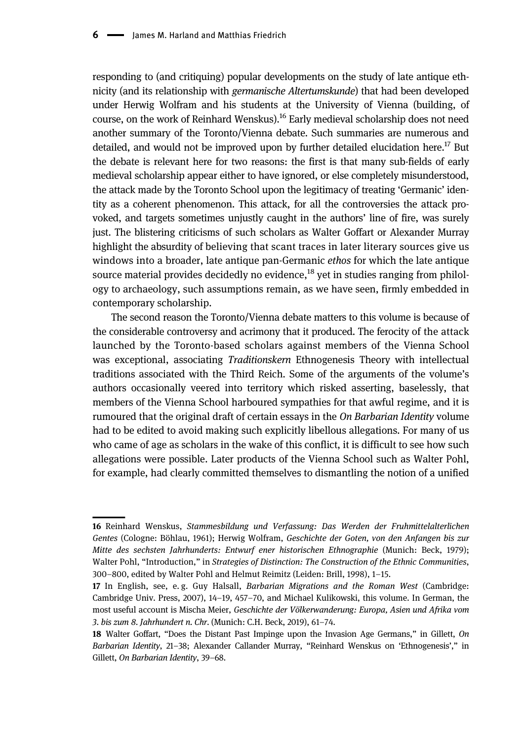responding to (and critiquing) popular developments on the study of late antique ethnicity (and its relationship with *germanische Altertumskunde*) that had been developed under Herwig Wolfram and his students at the University of Vienna (building, of course, on the work of Reinhard Wenskus).[16] Early medieval scholarship does not need another summary of the Toronto/Vienna debate. Such summaries are numerous and detailed, and would not be improved upon by further detailed elucidation here.[17] But the debate is relevant here for two reasons: the first is that many sub-fields of early medieval scholarship appear either to have ignored, or else completely misunderstood, the attack made by the Toronto School upon the legitimacy of treating 'Germanic' identity as a coherent phenomenon. This attack, for all the controversies the attack provoked, and targets sometimes unjustly caught in the authors' line of fire, was surely just. The blistering criticisms of such scholars as Walter Goffart or Alexander Murray highlight the absurdity of believing that scant traces in later literary sources give us windows into a broader, late antique pan-Germanic *ethos* for which the late antique source material provides decidedly no evidence,[18] yet in studies ranging from philology to archaeology, such assumptions remain, as we have seen, firmly embedded in contemporary scholarship.

The second reason the Toronto/Vienna debate matters to this volume is because of the considerable controversy and acrimony that it produced. The ferocity of the attack launched by the Toronto-based scholars against members of the Vienna School was exceptional, associating *Traditionskern* Ethnogenesis Theory with intellectual traditions associated with the Third Reich. Some of the arguments of the volume's authors occasionally veered into territory which risked asserting, baselessly, that members of the Vienna School harboured sympathies for that awful regime, and it is rumoured that the original draft of certain essays in the *On Barbarian Identity* volume had to be edited to avoid making such explicitly libellous allegations. For many of us who came of age as scholars in the wake of this conflict, it is difficult to see how such allegations were possible. Later products of the Vienna School such as Walter Pohl, for example, had clearly committed themselves to dismantling the notion of a unified

---

**16** Reinhard Wenskus, *Stammesbildung und Verfassung: Das Werden der Fruhmittelalterlichen Gentes* (Cologne: Böhlau, 1961); Herwig Wolfram, *Geschichte der Goten, von den Anfangen bis zur Mitte des sechsten Jahrhunderts: Entwurf ener historischen Ethnographie* (Munich: Beck, 1979); Walter Pohl, "Introduction," in *Strategies of Distinction: The Construction of the Ethnic Communities, 300–800*, edited by Walter Pohl and Helmut Reimitz (Leiden: Brill, 1998), 1–15.

**17** In English, see, e. g. Guy Halsall, *Barbarian Migrations and the Roman West* (Cambridge: Cambridge Univ. Press, 2007), 14–19, 457–70, and Michael Kulikowski, this volume. In German, the most useful account is Mischa Meier, *Geschichte der Völkerwanderung: Europa, Asien und Afrika vom 3. bis zum 8. Jahrhundert n. Chr.* (Munich: C.H. Beck, 2019), 61–74.

**18** Walter Goffart, "Does the Distant Past Impinge upon the Invasion Age Germans," in Gillett, *On Barbarian Identity*, 21–38; Alexander Callander Murray, "Reinhard Wenskus on 'Ethnogenesis'," in Gillett, *On Barbarian Identity*, 39–68.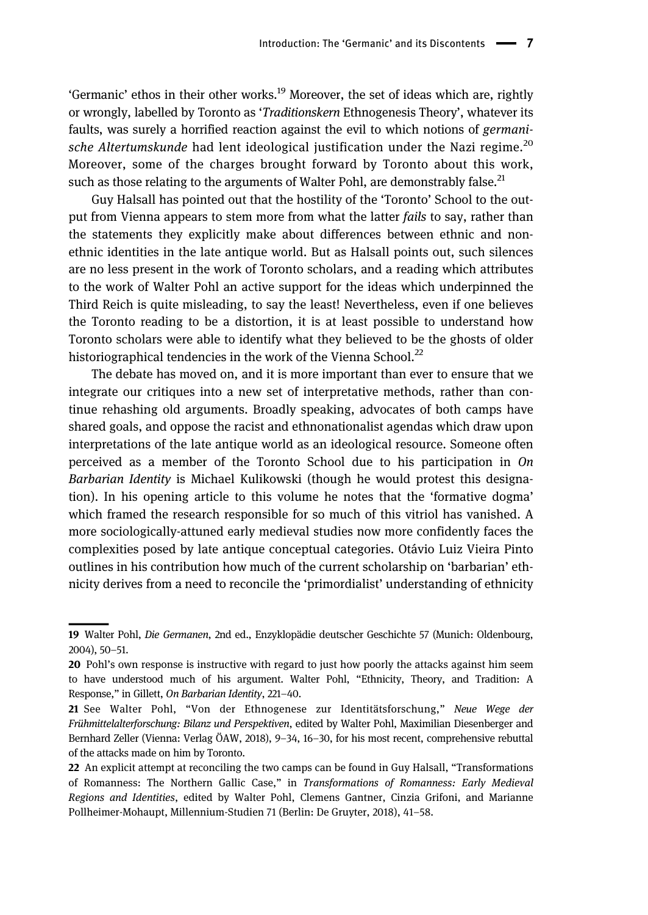'Germanic' ethos in their other works.[19] Moreover, the set of ideas which are, rightly or wrongly, labelled by Toronto as '*Traditionskern* Ethnogenesis Theory', whatever its faults, was surely a horrified reaction against the evil to which notions of *germanische Altertumskunde* had lent ideological justification under the Nazi regime.[20] Moreover, some of the charges brought forward by Toronto about this work, such as those relating to the arguments of Walter Pohl, are demonstrably false.[21]

Guy Halsall has pointed out that the hostility of the 'Toronto' School to the output from Vienna appears to stem more from what the latter *fails* to say, rather than the statements they explicitly make about differences between ethnic and non-ethnic identities in the late antique world. But as Halsall points out, such silences are no less present in the work of Toronto scholars, and a reading which attributes to the work of Walter Pohl an active support for the ideas which underpinned the Third Reich is quite misleading, to say the least! Nevertheless, even if one believes the Toronto reading to be a distortion, it is at least possible to understand how Toronto scholars were able to identify what they believed to be the ghosts of older historiographical tendencies in the work of the Vienna School.[22]

The debate has moved on, and it is more important than ever to ensure that we integrate our critiques into a new set of interpretative methods, rather than continue rehashing old arguments. Broadly speaking, advocates of both camps have shared goals, and oppose the racist and ethnonationalist agendas which draw upon interpretations of the late antique world as an ideological resource. Someone often perceived as a member of the Toronto School due to his participation in *On Barbarian Identity* is Michael Kulikowski (though he would protest this designation). In his opening article to this volume he notes that the 'formative dogma' which framed the research responsible for so much of this vitriol has vanished. A more sociologically-attuned early medieval studies now more confidently faces the complexities posed by late antique conceptual categories. Otávio Luiz Vieira Pinto outlines in his contribution how much of the current scholarship on 'barbarian' ethnicity derives from a need to reconcile the 'primordialist' understanding of ethnicity

---

19 Walter Pohl, *Die Germanen*, 2nd ed., Enzyklopädie deutscher Geschichte 57 (Munich: Oldenbourg, 2004), 50–51.

20 Pohl's own response is instructive with regard to just how poorly the attacks against him seem to have understood much of his argument. Walter Pohl, "Ethnicity, Theory, and Tradition: A Response," in Gillett, *On Barbarian Identity*, 221–40.

21 See Walter Pohl, "Von der Ethnogenese zur Identitätsforschung," *Neue Wege der Frühmittelalterforschung: Bilanz und Perspektiven*, edited by Walter Pohl, Maximilian Diesenberger and Bernhard Zeller (Vienna: Verlag ÖAW, 2018), 9–34, 16–30, for his most recent, comprehensive rebuttal of the attacks made on him by Toronto.

22 An explicit attempt at reconciling the two camps can be found in Guy Halsall, "Transformations of Romanness: The Northern Gallic Case," in *Transformations of Romanness: Early Medieval Regions and Identities*, edited by Walter Pohl, Clemens Gantner, Cinzia Grifoni, and Marianne Pollheimer-Mohaupt, Millennium-Studien 71 (Berlin: De Gruyter, 2018), 41–58.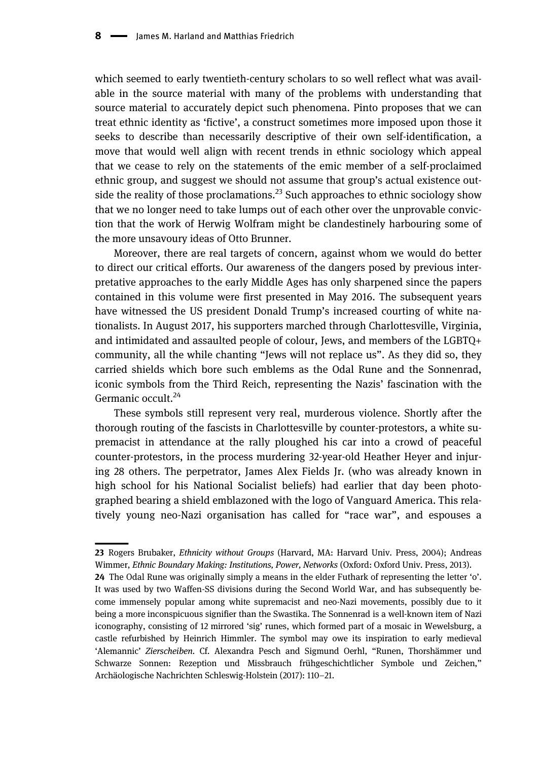which seemed to early twentieth-century scholars to so well reflect what was available in the source material with many of the problems with understanding that source material to accurately depict such phenomena. Pinto proposes that we can treat ethnic identity as 'fictive', a construct sometimes more imposed upon those it seeks to describe than necessarily descriptive of their own self-identification, a move that would well align with recent trends in ethnic sociology which appeal that we cease to rely on the statements of the emic member of a self-proclaimed ethnic group, and suggest we should not assume that group's actual existence outside the reality of those proclamations.[23] Such approaches to ethnic sociology show that we no longer need to take lumps out of each other over the unprovable conviction that the work of Herwig Wolfram might be clandestinely harbouring some of the more unsavoury ideas of Otto Brunner.

Moreover, there are real targets of concern, against whom we would do better to direct our critical efforts. Our awareness of the dangers posed by previous interpretative approaches to the early Middle Ages has only sharpened since the papers contained in this volume were first presented in May 2016. The subsequent years have witnessed the US president Donald Trump's increased courting of white nationalists. In August 2017, his supporters marched through Charlottesville, Virginia, and intimidated and assaulted people of colour, Jews, and members of the LGBTQ+ community, all the while chanting "Jews will not replace us". As they did so, they carried shields which bore such emblems as the Odal Rune and the Sonnenrad, iconic symbols from the Third Reich, representing the Nazis' fascination with the Germanic occult.[24]

These symbols still represent very real, murderous violence. Shortly after the thorough routing of the fascists in Charlottesville by counter-protestors, a white supremacist in attendance at the rally ploughed his car into a crowd of peaceful counter-protestors, in the process murdering 32-year-old Heather Heyer and injuring 28 others. The perpetrator, James Alex Fields Jr. (who was already known in high school for his National Socialist beliefs) had earlier that day been photographed bearing a shield emblazoned with the logo of Vanguard America. This relatively young neo-Nazi organisation has called for "race war", and espouses a

---

**23** Rogers Brubaker, *Ethnicity without Groups* (Harvard, MA: Harvard Univ. Press, 2004); Andreas Wimmer, *Ethnic Boundary Making: Institutions, Power, Networks* (Oxford: Oxford Univ. Press, 2013).

**24** The Odal Rune was originally simply a means in the elder Futhark of representing the letter 'o'. It was used by two Waffen-SS divisions during the Second World War, and has subsequently become immensely popular among white supremacist and neo-Nazi movements, possibly due to it being a more inconspicuous signifier than the Swastika. The Sonnenrad is a well-known item of Nazi iconography, consisting of 12 mirrored 'sig' runes, which formed part of a mosaic in Wewelsburg, a castle refurbished by Heinrich Himmler. The symbol may owe its inspiration to early medieval 'Alemannic' *Zierscheiben*. Cf. Alexandra Pesch and Sigmund Oerhl, "Runen, Thorshämmer und Schwarze Sonnen: Rezeption und Missbrauch frühgeschichtlicher Symbole und Zeichen," Archäologische Nachrichten Schleswig-Holstein (2017): 110–21.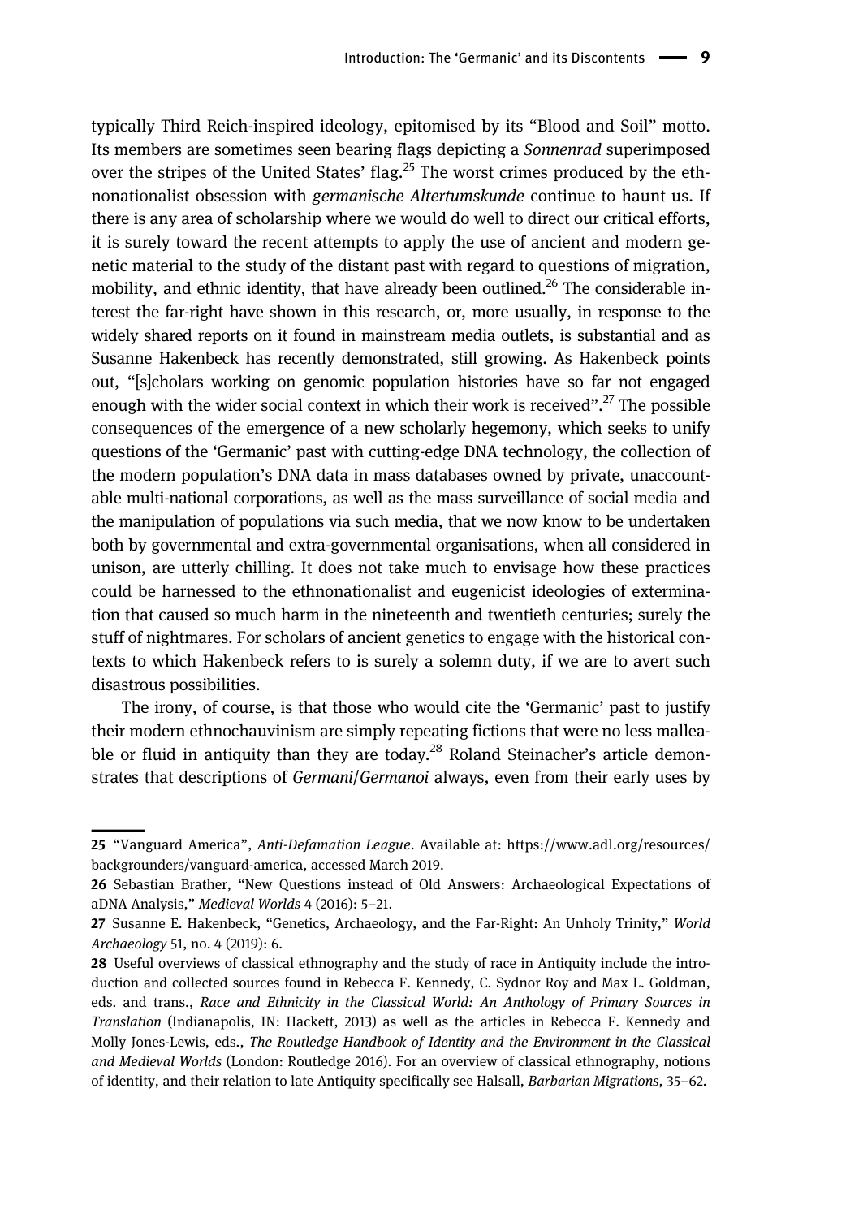typically Third Reich-inspired ideology, epitomised by its "Blood and Soil" motto. Its members are sometimes seen bearing flags depicting a *Sonnenrad* superimposed over the stripes of the United States' flag.[25] The worst crimes produced by the ethnonationalist obsession with *germanische Altertumskunde* continue to haunt us. If there is any area of scholarship where we would do well to direct our critical efforts, it is surely toward the recent attempts to apply the use of ancient and modern genetic material to the study of the distant past with regard to questions of migration, mobility, and ethnic identity, that have already been outlined.[26] The considerable interest the far-right have shown in this research, or, more usually, in response to the widely shared reports on it found in mainstream media outlets, is substantial and as Susanne Hakenbeck has recently demonstrated, still growing. As Hakenbeck points out, "[s]cholars working on genomic population histories have so far not engaged enough with the wider social context in which their work is received".[27] The possible consequences of the emergence of a new scholarly hegemony, which seeks to unify questions of the 'Germanic' past with cutting-edge DNA technology, the collection of the modern population's DNA data in mass databases owned by private, unaccountable multi-national corporations, as well as the mass surveillance of social media and the manipulation of populations via such media, that we now know to be undertaken both by governmental and extra-governmental organisations, when all considered in unison, are utterly chilling. It does not take much to envisage how these practices could be harnessed to the ethnonationalist and eugenicist ideologies of extermination that caused so much harm in the nineteenth and twentieth centuries; surely the stuff of nightmares. For scholars of ancient genetics to engage with the historical contexts to which Hakenbeck refers to is surely a solemn duty, if we are to avert such disastrous possibilities.

The irony, of course, is that those who would cite the 'Germanic' past to justify their modern ethnochauvinism are simply repeating fictions that were no less malleable or fluid in antiquity than they are today.[28] Roland Steinacher's article demonstrates that descriptions of *Germani*/*Germanoi* always, even from their early uses by

---

25 "Vanguard America", *Anti-Defamation League*. Available at: https://www.adl.org/resources/backgrounders/vanguard-america, accessed March 2019.

26 Sebastian Brather, "New Questions instead of Old Answers: Archaeological Expectations of aDNA Analysis," *Medieval Worlds* 4 (2016): 5–21.

27 Susanne E. Hakenbeck, "Genetics, Archaeology, and the Far-Right: An Unholy Trinity," *World Archaeology* 51, no. 4 (2019): 6.

28 Useful overviews of classical ethnography and the study of race in Antiquity include the introduction and collected sources found in Rebecca F. Kennedy, C. Sydnor Roy and Max L. Goldman, eds. and trans., *Race and Ethnicity in the Classical World: An Anthology of Primary Sources in Translation* (Indianapolis, IN: Hackett, 2013) as well as the articles in Rebecca F. Kennedy and Molly Jones-Lewis, eds., *The Routledge Handbook of Identity and the Environment in the Classical and Medieval Worlds* (London: Routledge 2016). For an overview of classical ethnography, notions of identity, and their relation to late Antiquity specifically see Halsall, *Barbarian Migrations*, 35–62.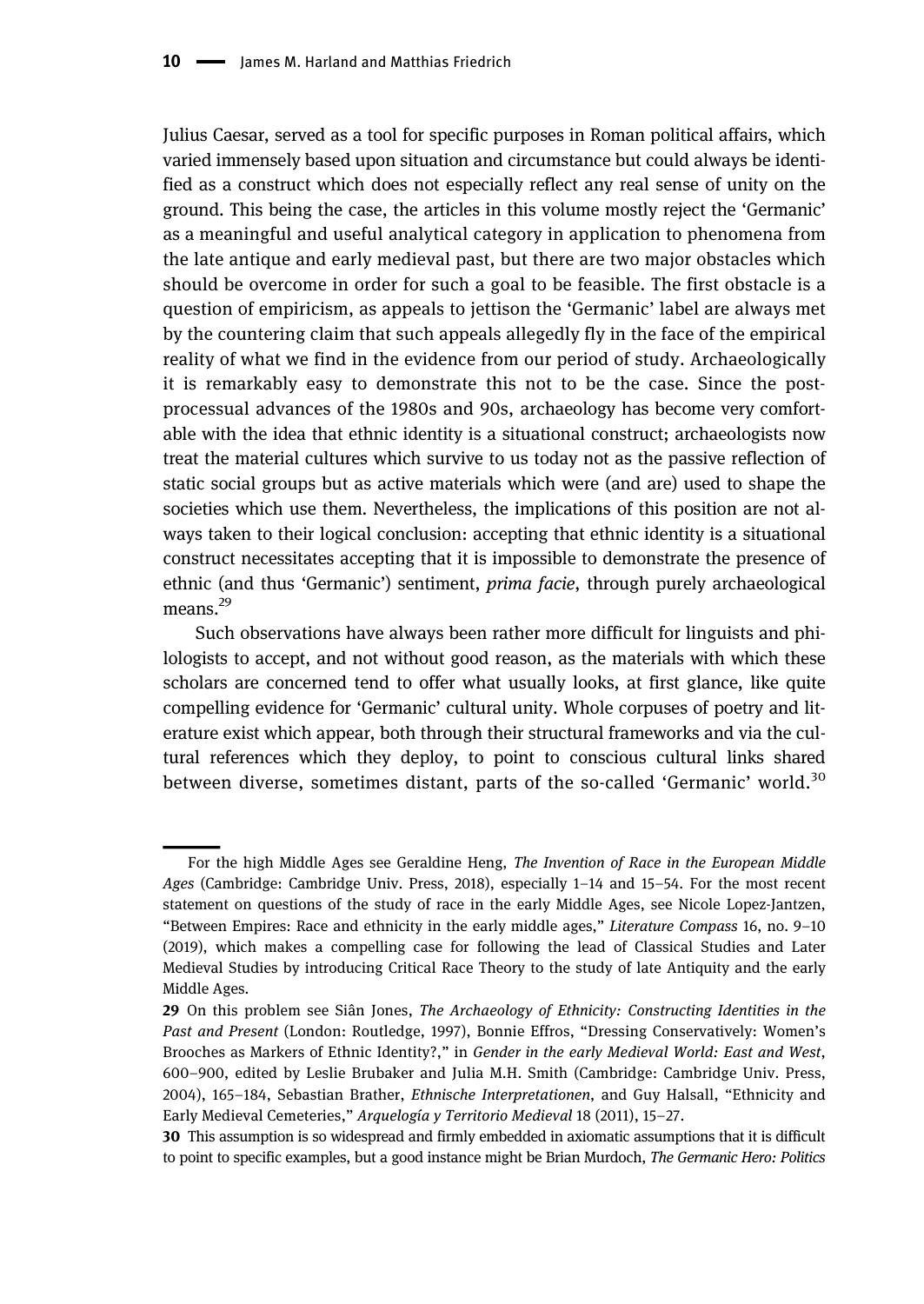Julius Caesar, served as a tool for specific purposes in Roman political affairs, which varied immensely based upon situation and circumstance but could always be identified as a construct which does not especially reflect any real sense of unity on the ground. This being the case, the articles in this volume mostly reject the 'Germanic' as a meaningful and useful analytical category in application to phenomena from the late antique and early medieval past, but there are two major obstacles which should be overcome in order for such a goal to be feasible. The first obstacle is a question of empiricism, as appeals to jettison the 'Germanic' label are always met by the countering claim that such appeals allegedly fly in the face of the empirical reality of what we find in the evidence from our period of study. Archaeologically it is remarkably easy to demonstrate this not to be the case. Since the post-processual advances of the 1980s and 90s, archaeology has become very comfortable with the idea that ethnic identity is a situational construct; archaeologists now treat the material cultures which survive to us today not as the passive reflection of static social groups but as active materials which were (and are) used to shape the societies which use them. Nevertheless, the implications of this position are not always taken to their logical conclusion: accepting that ethnic identity is a situational construct necessitates accepting that it is impossible to demonstrate the presence of ethnic (and thus 'Germanic') sentiment, *prima facie*, through purely archaeological means.[29]

Such observations have always been rather more difficult for linguists and philologists to accept, and not without good reason, as the materials with which these scholars are concerned tend to offer what usually looks, at first glance, like quite compelling evidence for 'Germanic' cultural unity. Whole corpuses of poetry and literature exist which appear, both through their structural frameworks and via the cultural references which they deploy, to point to conscious cultural links shared between diverse, sometimes distant, parts of the so-called 'Germanic' world.[30]

---

For the high Middle Ages see Geraldine Heng, *The Invention of Race in the European Middle Ages* (Cambridge: Cambridge Univ. Press, 2018), especially 1–14 and 15–54. For the most recent statement on questions of the study of race in the early Middle Ages, see Nicole Lopez-Jantzen, "Between Empires: Race and ethnicity in the early middle ages," *Literature Compass* 16, no. 9–10 (2019), which makes a compelling case for following the lead of Classical Studies and Later Medieval Studies by introducing Critical Race Theory to the study of late Antiquity and the early Middle Ages.

**29** On this problem see Siân Jones, *The Archaeology of Ethnicity: Constructing Identities in the Past and Present* (London: Routledge, 1997), Bonnie Effros, "Dressing Conservatively: Women's Brooches as Markers of Ethnic Identity?," in *Gender in the early Medieval World: East and West, 600–900*, edited by Leslie Brubaker and Julia M.H. Smith (Cambridge: Cambridge Univ. Press, 2004), 165–184, Sebastian Brather, *Ethnische Interpretationen*, and Guy Halsall, "Ethnicity and Early Medieval Cemeteries," *Arquelogía y Territorio Medieval* 18 (2011), 15–27.

**30** This assumption is so widespread and firmly embedded in axiomatic assumptions that it is difficult to point to specific examples, but a good instance might be Brian Murdoch, *The Germanic Hero: Politics*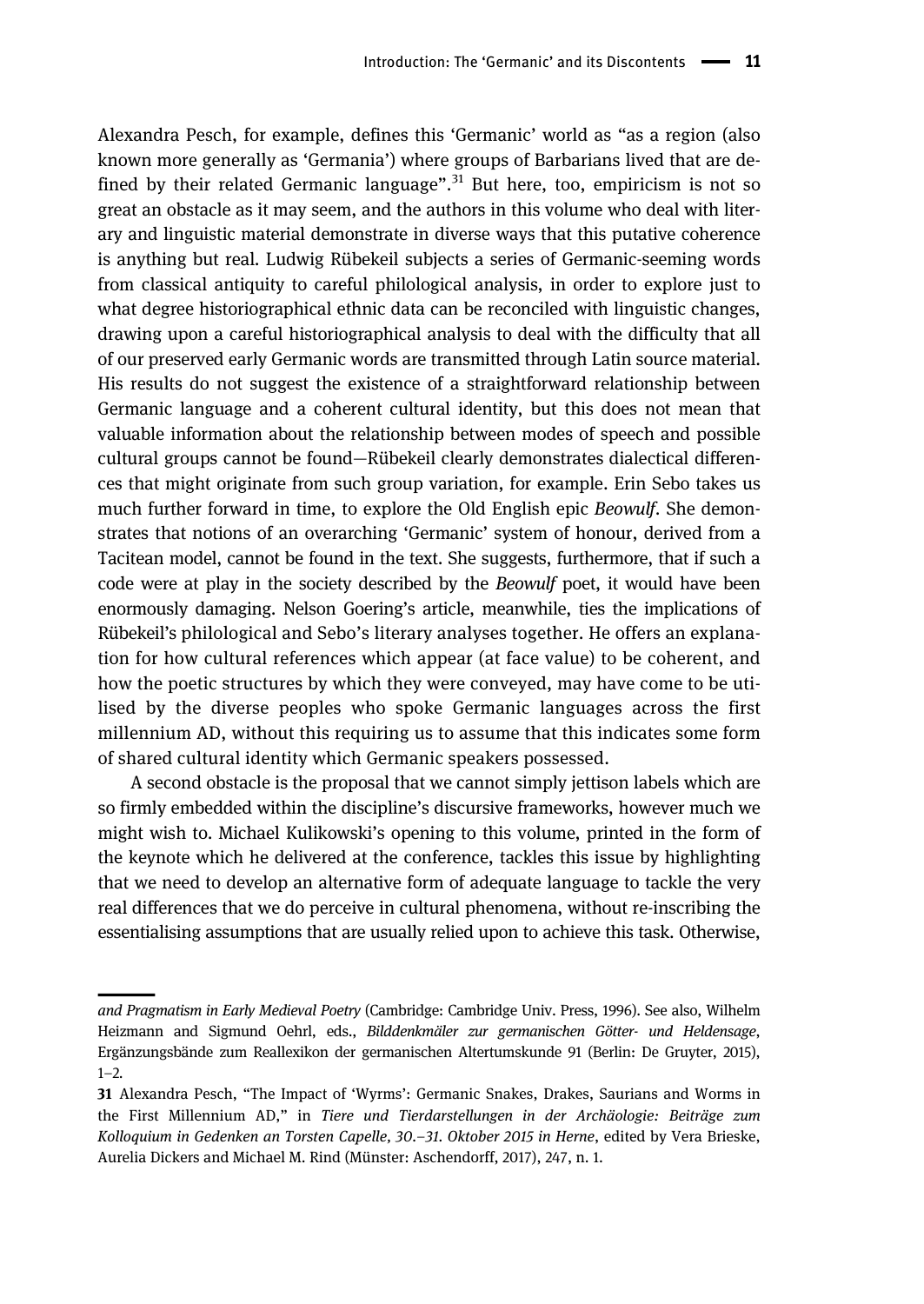Alexandra Pesch, for example, defines this 'Germanic' world as "as a region (also known more generally as 'Germania') where groups of Barbarians lived that are defined by their related Germanic language".[31] But here, too, empiricism is not so great an obstacle as it may seem, and the authors in this volume who deal with literary and linguistic material demonstrate in diverse ways that this putative coherence is anything but real. Ludwig Rübekeil subjects a series of Germanic-seeming words from classical antiquity to careful philological analysis, in order to explore just to what degree historiographical ethnic data can be reconciled with linguistic changes, drawing upon a careful historiographical analysis to deal with the difficulty that all of our preserved early Germanic words are transmitted through Latin source material. His results do not suggest the existence of a straightforward relationship between Germanic language and a coherent cultural identity, but this does not mean that valuable information about the relationship between modes of speech and possible cultural groups cannot be found—Rübekeil clearly demonstrates dialectical differences that might originate from such group variation, for example. Erin Sebo takes us much further forward in time, to explore the Old English epic *Beowulf*. She demonstrates that notions of an overarching 'Germanic' system of honour, derived from a Tacitean model, cannot be found in the text. She suggests, furthermore, that if such a code were at play in the society described by the *Beowulf* poet, it would have been enormously damaging. Nelson Goering's article, meanwhile, ties the implications of Rübekeil's philological and Sebo's literary analyses together. He offers an explanation for how cultural references which appear (at face value) to be coherent, and how the poetic structures by which they were conveyed, may have come to be utilised by the diverse peoples who spoke Germanic languages across the first millennium AD, without this requiring us to assume that this indicates some form of shared cultural identity which Germanic speakers possessed.

A second obstacle is the proposal that we cannot simply jettison labels which are so firmly embedded within the discipline's discursive frameworks, however much we might wish to. Michael Kulikowski's opening to this volume, printed in the form of the keynote which he delivered at the conference, tackles this issue by highlighting that we need to develop an alternative form of adequate language to tackle the very real differences that we do perceive in cultural phenomena, without re-inscribing the essentialising assumptions that are usually relied upon to achieve this task. Otherwise,

---

*and Pragmatism in Early Medieval Poetry* (Cambridge: Cambridge Univ. Press, 1996). See also, Wilhelm Heizmann and Sigmund Oehrl, eds., *Bilddenkmäler zur germanischen Götter- und Heldensage*, Ergänzungsbände zum Reallexikon der germanischen Altertumskunde 91 (Berlin: De Gruyter, 2015), 1–2.

**31** Alexandra Pesch, "The Impact of 'Wyrms': Germanic Snakes, Drakes, Saurians and Worms in the First Millennium AD," in *Tiere und Tierdarstellungen in der Archäologie: Beiträge zum Kolloquium in Gedenken an Torsten Capelle, 30.–31. Oktober 2015 in Herne*, edited by Vera Brieske, Aurelia Dickers and Michael M. Rind (Münster: Aschendorff, 2017), 247, n. 1.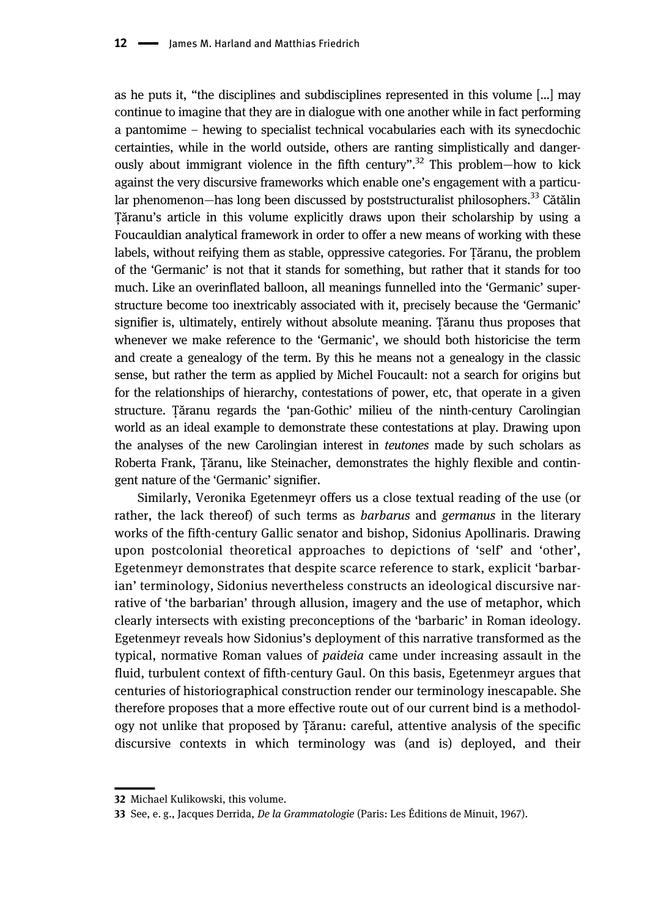as he puts it, "the disciplines and subdisciplines represented in this volume [...] may continue to imagine that they are in dialogue with one another while in fact performing a pantomime – hewing to specialist technical vocabularies each with its synecdochic certainties, while in the world outside, others are ranting simplistically and dangerously about immigrant violence in the fifth century".[32] This problem—how to kick against the very discursive frameworks which enable one's engagement with a particular phenomenon—has long been discussed by poststructuralist philosophers.[33] Cătălin Țăranu's article in this volume explicitly draws upon their scholarship by using a Foucauldian analytical framework in order to offer a new means of working with these labels, without reifying them as stable, oppressive categories. For Țăranu, the problem of the 'Germanic' is not that it stands for something, but rather that it stands for too much. Like an overinflated balloon, all meanings funnelled into the 'Germanic' superstructure become too inextricably associated with it, precisely because the 'Germanic' signifier is, ultimately, entirely without absolute meaning. Țăranu thus proposes that whenever we make reference to the 'Germanic', we should both historicise the term and create a genealogy of the term. By this he means not a genealogy in the classic sense, but rather the term as applied by Michel Foucault: not a search for origins but for the relationships of hierarchy, contestations of power, etc, that operate in a given structure. Țăranu regards the 'pan-Gothic' milieu of the ninth-century Carolingian world as an ideal example to demonstrate these contestations at play. Drawing upon the analyses of the new Carolingian interest in *teutones* made by such scholars as Roberta Frank, Țăranu, like Steinacher, demonstrates the highly flexible and contingent nature of the 'Germanic' signifier.

Similarly, Veronika Egetenmeyr offers us a close textual reading of the use (or rather, the lack thereof) of such terms as *barbarus* and *germanus* in the literary works of the fifth-century Gallic senator and bishop, Sidonius Apollinaris. Drawing upon postcolonial theoretical approaches to depictions of 'self' and 'other', Egetenmeyr demonstrates that despite scarce reference to stark, explicit 'barbarian' terminology, Sidonius nevertheless constructs an ideological discursive narrative of 'the barbarian' through allusion, imagery and the use of metaphor, which clearly intersects with existing preconceptions of the 'barbaric' in Roman ideology. Egetenmeyr reveals how Sidonius's deployment of this narrative transformed as the typical, normative Roman values of *paideia* came under increasing assault in the fluid, turbulent context of fifth-century Gaul. On this basis, Egetenmeyr argues that centuries of historiographical construction render our terminology inescapable. She therefore proposes that a more effective route out of our current bind is a methodology not unlike that proposed by Țăranu: careful, attentive analysis of the specific discursive contexts in which terminology was (and is) deployed, and their

---

32 Michael Kulikowski, this volume.

33 See, e. g., Jacques Derrida, *De la Grammatologie* (Paris: Les Éditions de Minuit, 1967).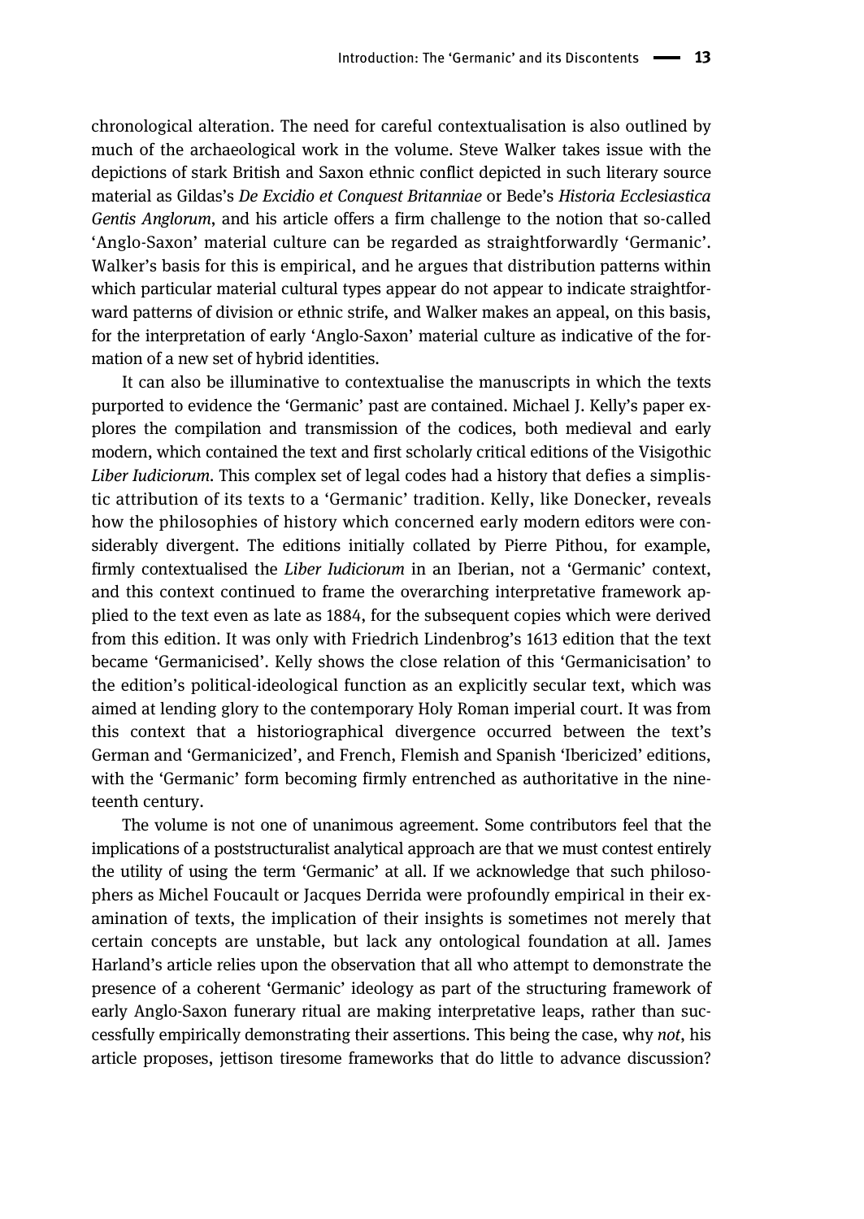chronological alteration. The need for careful contextualisation is also outlined by much of the archaeological work in the volume. Steve Walker takes issue with the depictions of stark British and Saxon ethnic conflict depicted in such literary source material as Gildas's *De Excidio et Conquest Britanniae* or Bede's *Historia Ecclesiastica Gentis Anglorum*, and his article offers a firm challenge to the notion that so-called 'Anglo-Saxon' material culture can be regarded as straightforwardly 'Germanic'. Walker's basis for this is empirical, and he argues that distribution patterns within which particular material cultural types appear do not appear to indicate straightforward patterns of division or ethnic strife, and Walker makes an appeal, on this basis, for the interpretation of early 'Anglo-Saxon' material culture as indicative of the formation of a new set of hybrid identities.

It can also be illuminative to contextualise the manuscripts in which the texts purported to evidence the 'Germanic' past are contained. Michael J. Kelly's paper explores the compilation and transmission of the codices, both medieval and early modern, which contained the text and first scholarly critical editions of the Visigothic *Liber Iudiciorum*. This complex set of legal codes had a history that defies a simplistic attribution of its texts to a 'Germanic' tradition. Kelly, like Donecker, reveals how the philosophies of history which concerned early modern editors were considerably divergent. The editions initially collated by Pierre Pithou, for example, firmly contextualised the *Liber Iudiciorum* in an Iberian, not a 'Germanic' context, and this context continued to frame the overarching interpretative framework applied to the text even as late as 1884, for the subsequent copies which were derived from this edition. It was only with Friedrich Lindenbrog's 1613 edition that the text became 'Germanicised'. Kelly shows the close relation of this 'Germanicisation' to the edition's political-ideological function as an explicitly secular text, which was aimed at lending glory to the contemporary Holy Roman imperial court. It was from this context that a historiographical divergence occurred between the text's German and 'Germanicized', and French, Flemish and Spanish 'Ibericized' editions, with the 'Germanic' form becoming firmly entrenched as authoritative in the nineteenth century.

The volume is not one of unanimous agreement. Some contributors feel that the implications of a poststructuralist analytical approach are that we must contest entirely the utility of using the term 'Germanic' at all. If we acknowledge that such philosophers as Michel Foucault or Jacques Derrida were profoundly empirical in their examination of texts, the implication of their insights is sometimes not merely that certain concepts are unstable, but lack any ontological foundation at all. James Harland's article relies upon the observation that all who attempt to demonstrate the presence of a coherent 'Germanic' ideology as part of the structuring framework of early Anglo-Saxon funerary ritual are making interpretative leaps, rather than successfully empirically demonstrating their assertions. This being the case, why *not*, his article proposes, jettison tiresome frameworks that do little to advance discussion?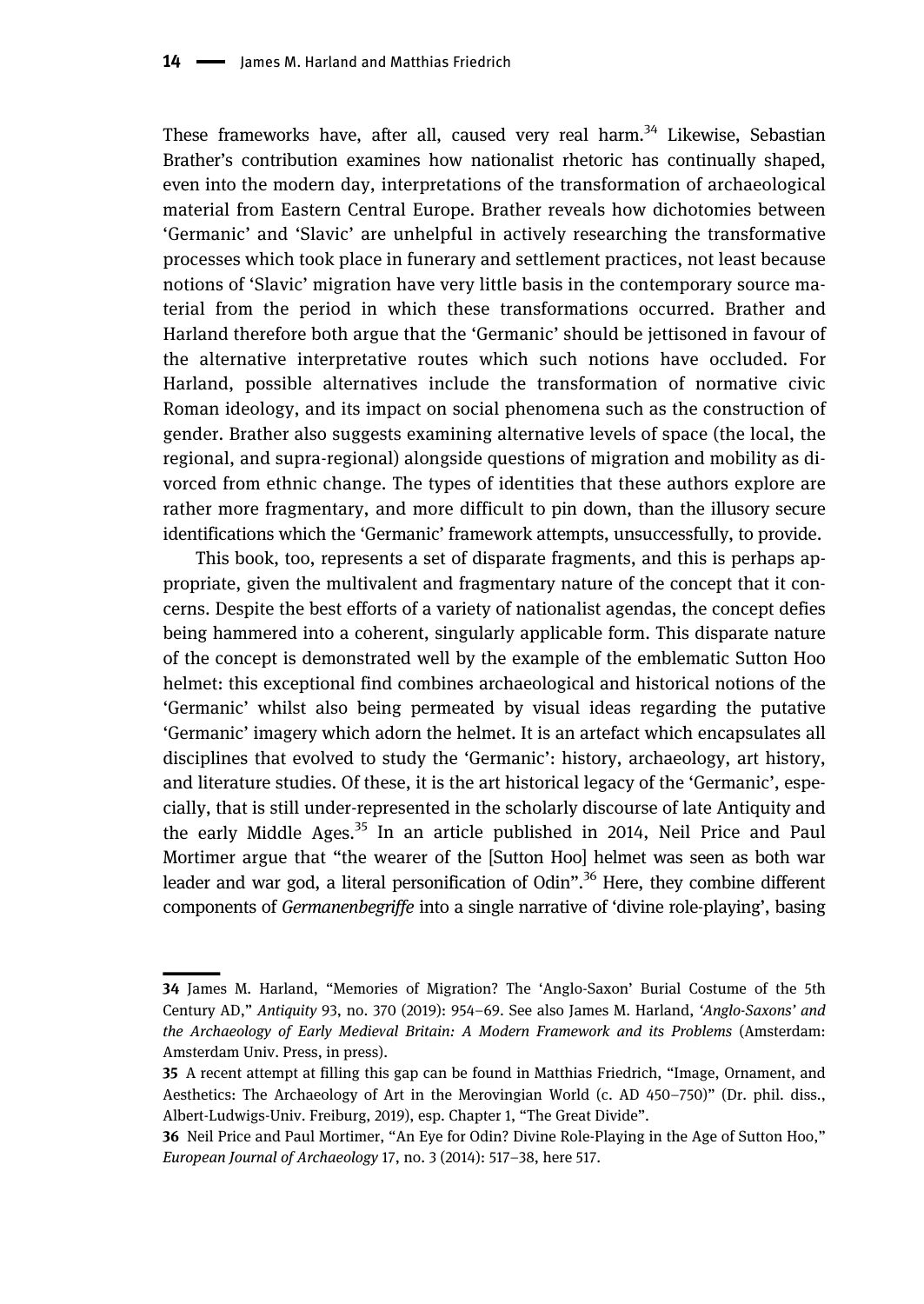These frameworks have, after all, caused very real harm.[34] Likewise, Sebastian Brather's contribution examines how nationalist rhetoric has continually shaped, even into the modern day, interpretations of the transformation of archaeological material from Eastern Central Europe. Brather reveals how dichotomies between 'Germanic' and 'Slavic' are unhelpful in actively researching the transformative processes which took place in funerary and settlement practices, not least because notions of 'Slavic' migration have very little basis in the contemporary source material from the period in which these transformations occurred. Brather and Harland therefore both argue that the 'Germanic' should be jettisoned in favour of the alternative interpretative routes which such notions have occluded. For Harland, possible alternatives include the transformation of normative civic Roman ideology, and its impact on social phenomena such as the construction of gender. Brather also suggests examining alternative levels of space (the local, the regional, and supra-regional) alongside questions of migration and mobility as divorced from ethnic change. The types of identities that these authors explore are rather more fragmentary, and more difficult to pin down, than the illusory secure identifications which the 'Germanic' framework attempts, unsuccessfully, to provide.

This book, too, represents a set of disparate fragments, and this is perhaps appropriate, given the multivalent and fragmentary nature of the concept that it concerns. Despite the best efforts of a variety of nationalist agendas, the concept defies being hammered into a coherent, singularly applicable form. This disparate nature of the concept is demonstrated well by the example of the emblematic Sutton Hoo helmet: this exceptional find combines archaeological and historical notions of the 'Germanic' whilst also being permeated by visual ideas regarding the putative 'Germanic' imagery which adorn the helmet. It is an artefact which encapsulates all disciplines that evolved to study the 'Germanic': history, archaeology, art history, and literature studies. Of these, it is the art historical legacy of the 'Germanic', especially, that is still under-represented in the scholarly discourse of late Antiquity and the early Middle Ages.[35] In an article published in 2014, Neil Price and Paul Mortimer argue that "the wearer of the [Sutton Hoo] helmet was seen as both war leader and war god, a literal personification of Odin".[36] Here, they combine different components of *Germanenbegriffe* into a single narrative of 'divine role-playing', basing

---

**34** James M. Harland, "Memories of Migration? The 'Anglo-Saxon' Burial Costume of the 5th Century AD," *Antiquity* 93, no. 370 (2019): 954–69. See also James M. Harland, *'Anglo-Saxons' and the Archaeology of Early Medieval Britain: A Modern Framework and its Problems* (Amsterdam: Amsterdam Univ. Press, in press).

**35** A recent attempt at filling this gap can be found in Matthias Friedrich, "Image, Ornament, and Aesthetics: The Archaeology of Art in the Merovingian World (c. AD 450–750)" (Dr. phil. diss., Albert-Ludwigs-Univ. Freiburg, 2019), esp. Chapter 1, "The Great Divide".

**36** Neil Price and Paul Mortimer, "An Eye for Odin? Divine Role-Playing in the Age of Sutton Hoo," *European Journal of Archaeology* 17, no. 3 (2014): 517–38, here 517.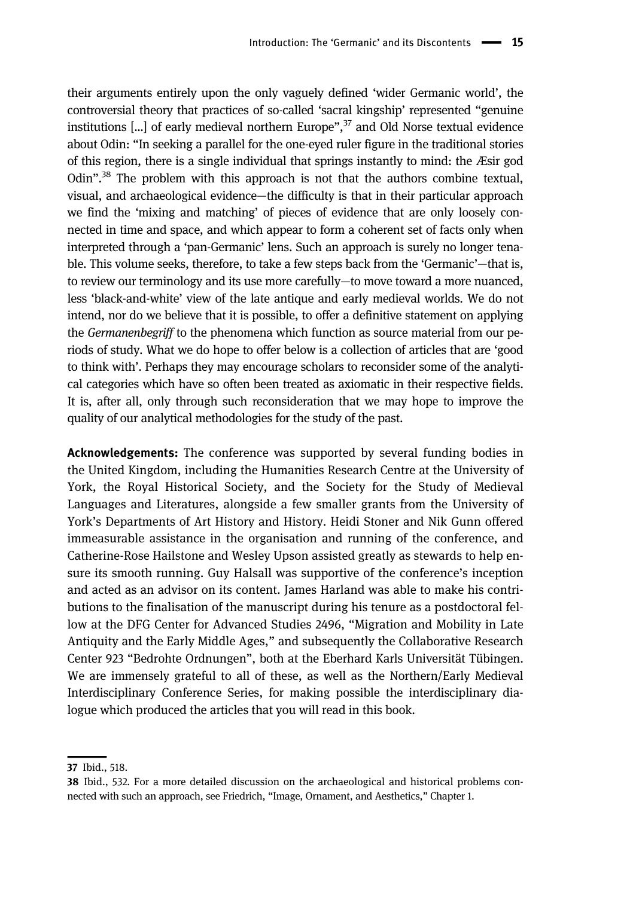their arguments entirely upon the only vaguely defined 'wider Germanic world', the controversial theory that practices of so-called 'sacral kingship' represented "genuine institutions [...] of early medieval northern Europe",[37] and Old Norse textual evidence about Odin: "In seeking a parallel for the one-eyed ruler figure in the traditional stories of this region, there is a single individual that springs instantly to mind: the Æsir god Odin".[38] The problem with this approach is not that the authors combine textual, visual, and archaeological evidence—the difficulty is that in their particular approach we find the 'mixing and matching' of pieces of evidence that are only loosely connected in time and space, and which appear to form a coherent set of facts only when interpreted through a 'pan-Germanic' lens. Such an approach is surely no longer tenable. This volume seeks, therefore, to take a few steps back from the 'Germanic'—that is, to review our terminology and its use more carefully—to move toward a more nuanced, less 'black-and-white' view of the late antique and early medieval worlds. We do not intend, nor do we believe that it is possible, to offer a definitive statement on applying the *Germanenbegriff* to the phenomena which function as source material from our periods of study. What we do hope to offer below is a collection of articles that are 'good to think with'. Perhaps they may encourage scholars to reconsider some of the analytical categories which have so often been treated as axiomatic in their respective fields. It is, after all, only through such reconsideration that we may hope to improve the quality of our analytical methodologies for the study of the past.

**Acknowledgements:** The conference was supported by several funding bodies in the United Kingdom, including the Humanities Research Centre at the University of York, the Royal Historical Society, and the Society for the Study of Medieval Languages and Literatures, alongside a few smaller grants from the University of York's Departments of Art History and History. Heidi Stoner and Nik Gunn offered immeasurable assistance in the organisation and running of the conference, and Catherine-Rose Hailstone and Wesley Upson assisted greatly as stewards to help ensure its smooth running. Guy Halsall was supportive of the conference's inception and acted as an advisor on its content. James Harland was able to make his contributions to the finalisation of the manuscript during his tenure as a postdoctoral fellow at the DFG Center for Advanced Studies 2496, "Migration and Mobility in Late Antiquity and the Early Middle Ages," and subsequently the Collaborative Research Center 923 "Bedrohte Ordnungen", both at the Eberhard Karls Universität Tübingen. We are immensely grateful to all of these, as well as the Northern/Early Medieval Interdisciplinary Conference Series, for making possible the interdisciplinary dialogue which produced the articles that you will read in this book.

---

**37** Ibid., 518.

**38** Ibid., 532. For a more detailed discussion on the archaeological and historical problems connected with such an approach, see Friedrich, "Image, Ornament, and Aesthetics," Chapter 1.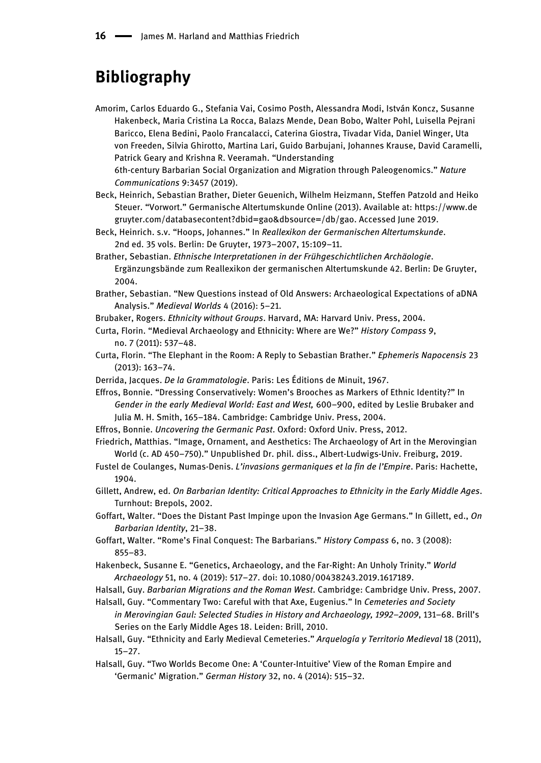# Bibliography

Amorim, Carlos Eduardo G., Stefania Vai, Cosimo Posth, Alessandra Modi, István Koncz, Susanne Hakenbeck, Maria Cristina La Rocca, Balazs Mende, Dean Bobo, Walter Pohl, Luisella Pejrani Baricco, Elena Bedini, Paolo Francalacci, Caterina Giostra, Tivadar Vida, Daniel Winger, Uta von Freeden, Silvia Ghirotto, Martina Lari, Guido Barbujani, Johannes Krause, David Caramelli, Patrick Geary and Krishna R. Veeramah. "Understanding 6th-century Barbarian Social Organization and Migration through Paleogenomics." *Nature Communications* 9:3457 (2019).

Beck, Heinrich, Sebastian Brather, Dieter Geuenich, Wilhelm Heizmann, Steffen Patzold and Heiko Steuer. "Vorwort." Germanische Altertumskunde Online (2013). Available at: https://www.degruyter.com/databasecontent?dbid=gao&dbsource=/db/gao. Accessed June 2019.

Beck, Heinrich. s.v. "Hoops, Johannes." In *Reallexikon der Germanischen Altertumskunde*. 2nd ed. 35 vols. Berlin: De Gruyter, 1973–2007, 15:109–11.

Brather, Sebastian. *Ethnische Interpretationen in der Frühgeschichtlichen Archäologie*. Ergänzungsbände zum Reallexikon der germanischen Altertumskunde 42. Berlin: De Gruyter, 2004.

Brather, Sebastian. "New Questions instead of Old Answers: Archaeological Expectations of aDNA Analysis." *Medieval Worlds* 4 (2016): 5–21.

Brubaker, Rogers. *Ethnicity without Groups*. Harvard, MA: Harvard Univ. Press, 2004.

Curta, Florin. "Medieval Archaeology and Ethnicity: Where are We?" *History Compass* 9, no. 7 (2011): 537–48.

Curta, Florin. "The Elephant in the Room: A Reply to Sebastian Brather." *Ephemeris Napocensis* 23 (2013): 163–74.

Derrida, Jacques. *De la Grammatologie*. Paris: Les Éditions de Minuit, 1967.

Effros, Bonnie. "Dressing Conservatively: Women's Brooches as Markers of Ethnic Identity?" In *Gender in the early Medieval World: East and West,* 600–900, edited by Leslie Brubaker and Julia M. H. Smith, 165–184. Cambridge: Cambridge Univ. Press, 2004.

Effros, Bonnie. *Uncovering the Germanic Past*. Oxford: Oxford Univ. Press, 2012.

Friedrich, Matthias. "Image, Ornament, and Aesthetics: The Archaeology of Art in the Merovingian World (c. AD 450–750)." Unpublished Dr. phil. diss., Albert-Ludwigs-Univ. Freiburg, 2019.

Fustel de Coulanges, Numas-Denis. *L'invasions germaniques et la fin de l'Empire*. Paris: Hachette, 1904.

Gillett, Andrew, ed. *On Barbarian Identity: Critical Approaches to Ethnicity in the Early Middle Ages*. Turnhout: Brepols, 2002.

Goffart, Walter. "Does the Distant Past Impinge upon the Invasion Age Germans." In Gillett, ed., *On Barbarian Identity*, 21–38.

Goffart, Walter. "Rome's Final Conquest: The Barbarians." *History Compass* 6, no. 3 (2008): 855–83.

Hakenbeck, Susanne E. "Genetics, Archaeology, and the Far-Right: An Unholy Trinity." *World Archaeology* 51, no. 4 (2019): 517–27. doi: 10.1080/00438243.2019.1617189.

Halsall, Guy. *Barbarian Migrations and the Roman West*. Cambridge: Cambridge Univ. Press, 2007.

Halsall, Guy. "Commentary Two: Careful with that Axe, Eugenius." In *Cemeteries and Society in Merovingian Gaul: Selected Studies in History and Archaeology, 1992–2009*, 131–68. Brill's Series on the Early Middle Ages 18. Leiden: Brill, 2010.

Halsall, Guy. "Ethnicity and Early Medieval Cemeteries." *Arquelogía y Territorio Medieval* 18 (2011), 15–27.

Halsall, Guy. "Two Worlds Become One: A 'Counter-Intuitive' View of the Roman Empire and 'Germanic' Migration." *German History* 32, no. 4 (2014): 515–32.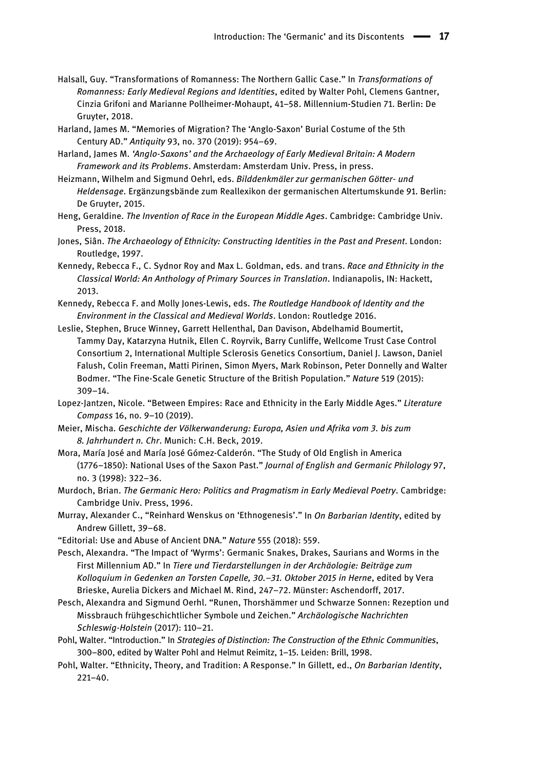Halsall, Guy. “Transformations of Romanness: The Northern Gallic Case.” In *Transformations of Romanness: Early Medieval Regions and Identities*, edited by Walter Pohl, Clemens Gantner, Cinzia Grifoni and Marianne Pollheimer-Mohaupt, 41–58. Millennium-Studien 71. Berlin: De Gruyter, 2018.

Harland, James M. “Memories of Migration? The ‘Anglo-Saxon’ Burial Costume of the 5th Century AD.” *Antiquity* 93, no. 370 (2019): 954–69.

Harland, James M. *‘Anglo-Saxons’ and the Archaeology of Early Medieval Britain: A Modern Framework and its Problems*. Amsterdam: Amsterdam Univ. Press, in press.

Heizmann, Wilhelm and Sigmund Oehrl, eds. *Bilddenkmäler zur germanischen Götter- und Heldensage*. Ergänzungsbände zum Reallexikon der germanischen Altertumskunde 91. Berlin: De Gruyter, 2015.

Heng, Geraldine. *The Invention of Race in the European Middle Ages*. Cambridge: Cambridge Univ. Press, 2018.

Jones, Siân. *The Archaeology of Ethnicity: Constructing Identities in the Past and Present*. London: Routledge, 1997.

Kennedy, Rebecca F., C. Sydnor Roy and Max L. Goldman, eds. and trans. *Race and Ethnicity in the Classical World: An Anthology of Primary Sources in Translation*. Indianapolis, IN: Hackett, 2013.

Kennedy, Rebecca F. and Molly Jones-Lewis, eds. *The Routledge Handbook of Identity and the Environment in the Classical and Medieval Worlds*. London: Routledge 2016.

Leslie, Stephen, Bruce Winney, Garrett Hellenthal, Dan Davison, Abdelhamid Boumertit, Tammy Day, Katarzyna Hutnik, Ellen C. Royrvik, Barry Cunliffe, Wellcome Trust Case Control Consortium 2, International Multiple Sclerosis Genetics Consortium, Daniel J. Lawson, Daniel Falush, Colin Freeman, Matti Pirinen, Simon Myers, Mark Robinson, Peter Donnelly and Walter Bodmer. “The Fine-Scale Genetic Structure of the British Population.” *Nature* 519 (2015): 309–14.

Lopez-Jantzen, Nicole. “Between Empires: Race and Ethnicity in the Early Middle Ages.” *Literature Compass* 16, no. 9–10 (2019).

Meier, Mischa. *Geschichte der Völkerwanderung: Europa, Asien und Afrika vom 3. bis zum 8. Jahrhundert n. Chr*. Munich: C.H. Beck, 2019.

Mora, María José and María José Gómez-Calderón. “The Study of Old English in America (1776–1850): National Uses of the Saxon Past.” *Journal of English and Germanic Philology* 97, no. 3 (1998): 322–36.

Murdoch, Brian. *The Germanic Hero: Politics and Pragmatism in Early Medieval Poetry*. Cambridge: Cambridge Univ. Press, 1996.

Murray, Alexander C., “Reinhard Wenskus on ‘Ethnogenesis’.” In *On Barbarian Identity*, edited by Andrew Gillett, 39–68.

“Editorial: Use and Abuse of Ancient DNA.” *Nature* 555 (2018): 559.

Pesch, Alexandra. “The Impact of ‘Wyrms’: Germanic Snakes, Drakes, Saurians and Worms in the First Millennium AD.” In *Tiere und Tierdarstellungen in der Archäologie: Beiträge zum Kolloquium in Gedenken an Torsten Capelle, 30.–31. Oktober 2015 in Herne*, edited by Vera Brieske, Aurelia Dickers and Michael M. Rind, 247–72. Münster: Aschendorff, 2017.

Pesch, Alexandra and Sigmund Oerhl. “Runen, Thorshämmer und Schwarze Sonnen: Rezeption und Missbrauch frühgeschichtlicher Symbole und Zeichen.” *Archäologische Nachrichten Schleswig-Holstein* (2017): 110–21.

Pohl, Walter. “Introduction.” In *Strategies of Distinction: The Construction of the Ethnic Communities*, 300–800, edited by Walter Pohl and Helmut Reimitz, 1–15. Leiden: Brill, 1998.

Pohl, Walter. “Ethnicity, Theory, and Tradition: A Response.” In Gillett, ed., *On Barbarian Identity*, 221–40.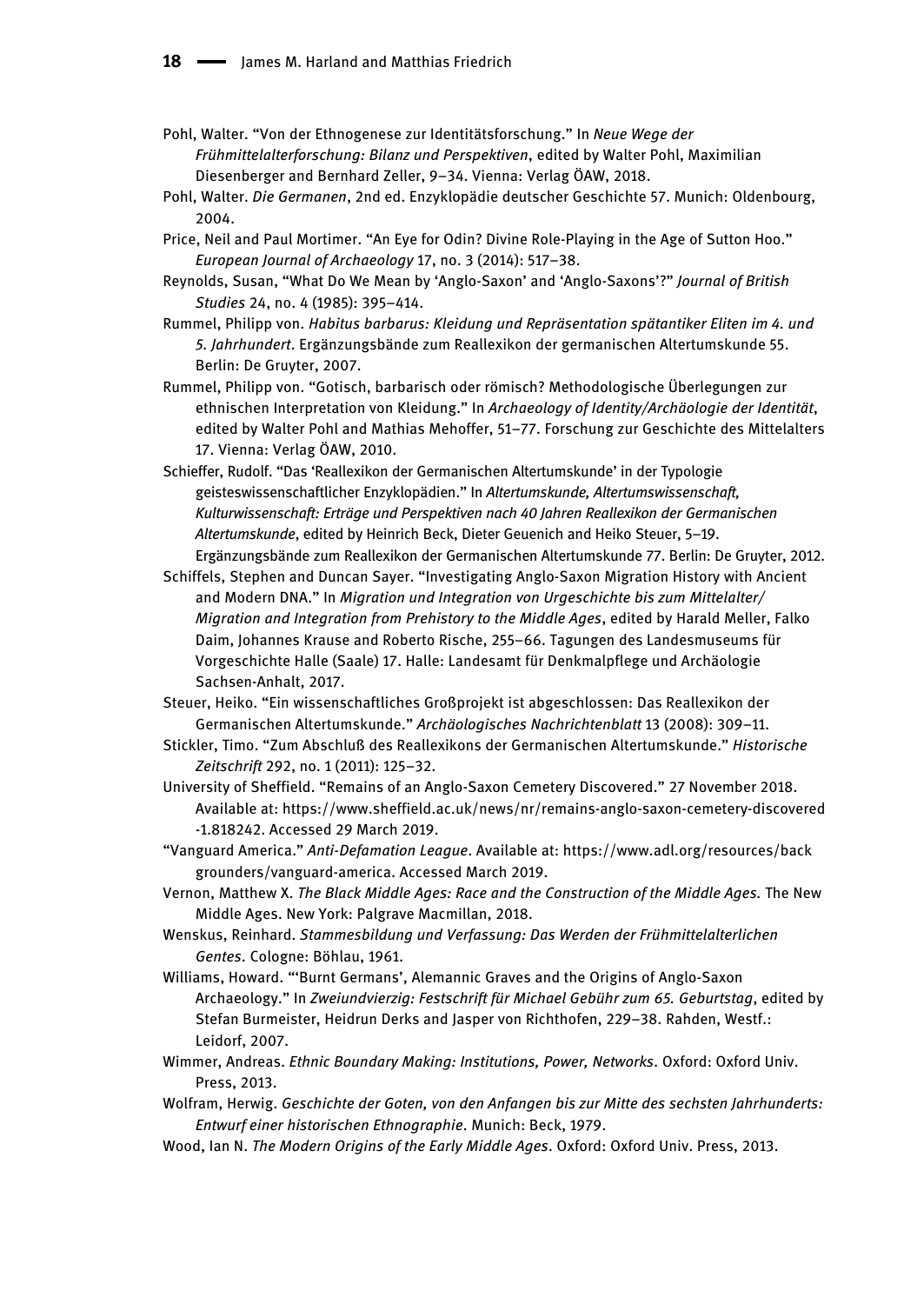Pohl, Walter. “Von der Ethnogenese zur Identitätsforschung.” In *Neue Wege der Frühmittelalterforschung: Bilanz und Perspektiven*, edited by Walter Pohl, Maximilian Diesenberger and Bernhard Zeller, 9–34. Vienna: Verlag ÖAW, 2018.

Pohl, Walter. *Die Germanen*, 2nd ed. Enzyklopädie deutscher Geschichte 57. Munich: Oldenbourg, 2004.

Price, Neil and Paul Mortimer. “An Eye for Odin? Divine Role-Playing in the Age of Sutton Hoo.” *European Journal of Archaeology* 17, no. 3 (2014): 517–38.

Reynolds, Susan, “What Do We Mean by ‘Anglo-Saxon’ and ‘Anglo-Saxons’?” *Journal of British Studies* 24, no. 4 (1985): 395–414.

Rummel, Philipp von. *Habitus barbarus: Kleidung und Repräsentation spätantiker Eliten im 4. und 5. Jahrhundert*. Ergänzungsbände zum Reallexikon der germanischen Altertumskunde 55. Berlin: De Gruyter, 2007.

Rummel, Philipp von. “Gotisch, barbarisch oder römisch? Methodologische Überlegungen zur ethnischen Interpretation von Kleidung.” In *Archaeology of Identity/Archäologie der Identität*, edited by Walter Pohl and Mathias Mehoffer, 51–77. Forschung zur Geschichte des Mittelalters 17. Vienna: Verlag ÖAW, 2010.

Schieffer, Rudolf. “Das ‘Reallexikon der Germanischen Altertumskunde’ in der Typologie geisteswissenschaftlicher Enzyklopädien.” In *Altertumskunde, Altertumswissenschaft, Kulturwissenschaft: Erträge und Perspektiven nach 40 Jahren Reallexikon der Germanischen Altertumskunde*, edited by Heinrich Beck, Dieter Geuenich and Heiko Steuer, 5–19. Ergänzungsbände zum Reallexikon der Germanischen Altertumskunde 77. Berlin: De Gruyter, 2012.

Schiffels, Stephen and Duncan Sayer. “Investigating Anglo-Saxon Migration History with Ancient and Modern DNA.” In *Migration und Integration von Urgeschichte bis zum Mittelalter/ Migration and Integration from Prehistory to the Middle Ages*, edited by Harald Meller, Falko Daim, Johannes Krause and Roberto Rische, 255–66. Tagungen des Landesmuseums für Vorgeschichte Halle (Saale) 17. Halle: Landesamt für Denkmalpflege und Archäologie Sachsen-Anhalt, 2017.

Steuer, Heiko. “Ein wissenschaftliches Großprojekt ist abgeschlossen: Das Reallexikon der Germanischen Altertumskunde.” *Archäologisches Nachrichtenblatt* 13 (2008): 309–11.

Stickler, Timo. “Zum Abschluß des Reallexikons der Germanischen Altertumskunde.” *Historische Zeitschrift* 292, no. 1 (2011): 125–32.

University of Sheffield. “Remains of an Anglo-Saxon Cemetery Discovered.” 27 November 2018. Available at: https://www.sheffield.ac.uk/news/nr/remains-anglo-saxon-cemetery-discovered-1.818242. Accessed 29 March 2019.

“Vanguard America.” *Anti-Defamation League*. Available at: https://www.adl.org/resources/backgrounders/vanguard-america. Accessed March 2019.

Vernon, Matthew X. *The Black Middle Ages: Race and the Construction of the Middle Ages.* The New Middle Ages. New York: Palgrave Macmillan, 2018.

Wenskus, Reinhard. *Stammesbildung und Verfassung: Das Werden der Frühmittelalterlichen Gentes*. Cologne: Böhlau, 1961.

Williams, Howard. “‘Burnt Germans’, Alemannic Graves and the Origins of Anglo-Saxon Archaeology.” In *Zweiundvierzig: Festschrift für Michael Gebühr zum 65. Geburtstag*, edited by Stefan Burmeister, Heidrun Derks and Jasper von Richthofen, 229–38. Rahden, Westf.: Leidorf, 2007.

Wimmer, Andreas. *Ethnic Boundary Making: Institutions, Power, Networks*. Oxford: Oxford Univ. Press, 2013.

Wolfram, Herwig. *Geschichte der Goten, von den Anfangen bis zur Mitte des sechsten Jahrhunderts: Entwurf einer historischen Ethnographie*. Munich: Beck, 1979.

Wood, Ian N. *The Modern Origins of the Early Middle Ages*. Oxford: Oxford Univ. Press, 2013.